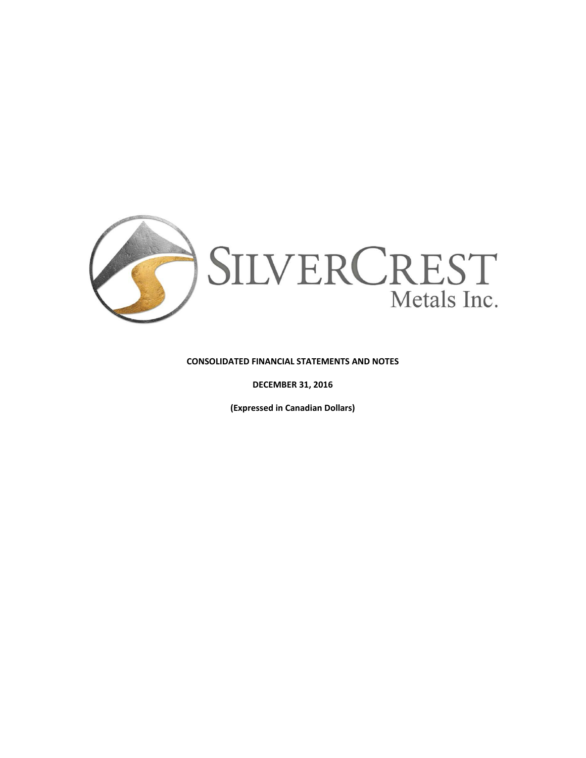SILVERCREST Metals Inc.

**CONSOLIDATED FINANCIAL STATEMENTS AND NOTES**

**DECEMBER 31, 2016**

**(Expressed in Canadian Dollars)**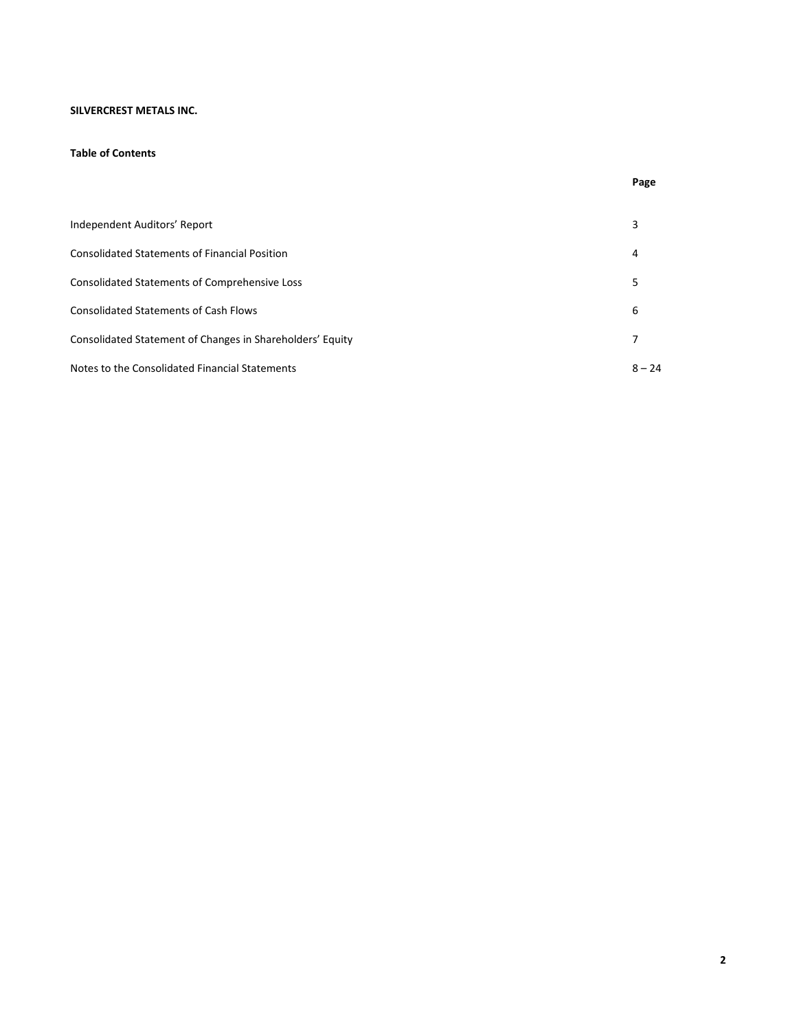**SILVERCREST METALS INC.**

**Table of Contents**

| | **Page** |
|---|---|
| Independent Auditors' Report | 3 |
| Consolidated Statements of Financial Position | 4 |
| Consolidated Statements of Comprehensive Loss | 5 |
| Consolidated Statements of Cash Flows | 6 |
| Consolidated Statement of Changes in Shareholders' Equity | 7 |
| Notes to the Consolidated Financial Statements | 8 – 24 |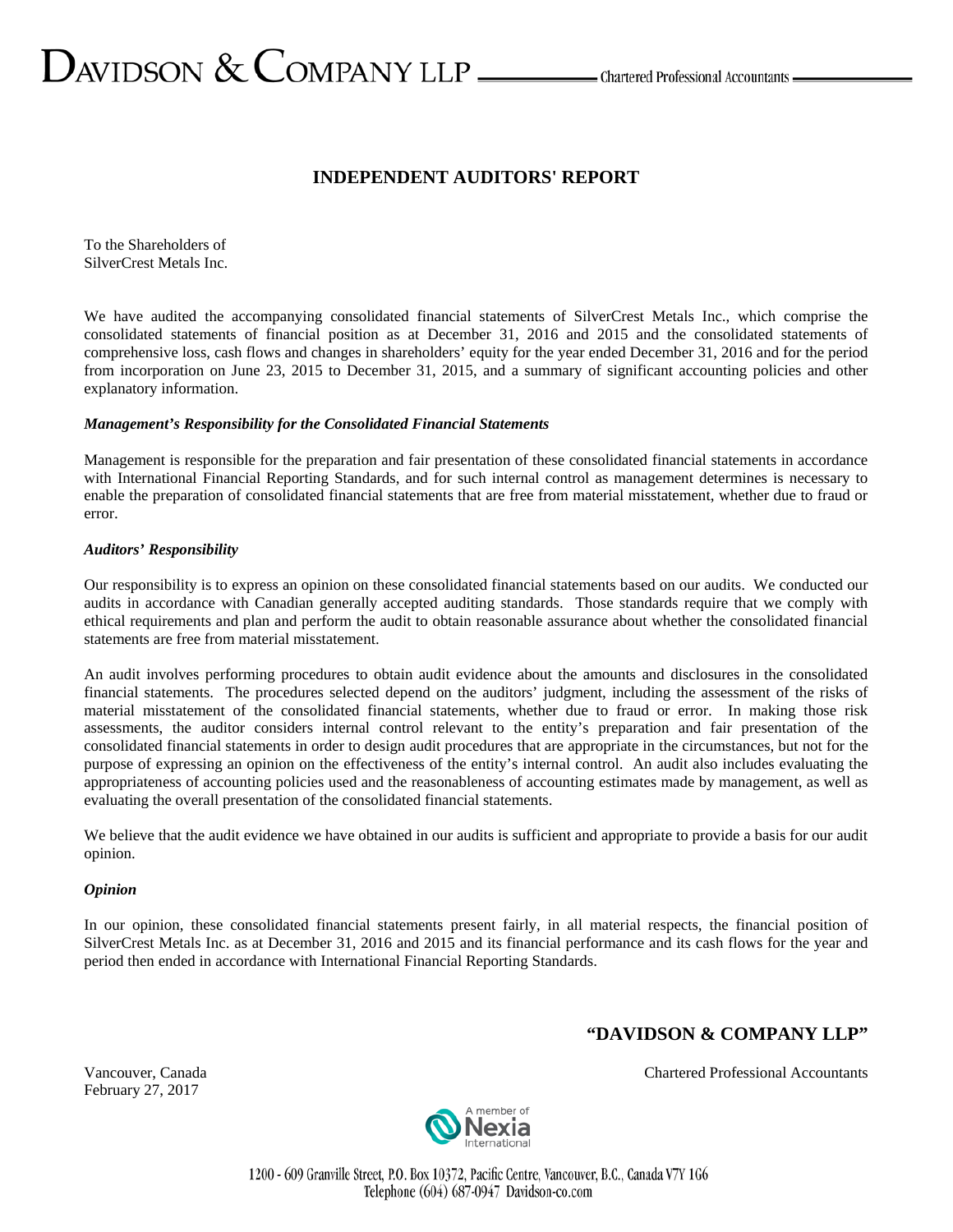DAVIDSON & COMPANY LLP — Chartered Professional Accountants

# INDEPENDENT AUDITORS' REPORT

To the Shareholders of
SilverCrest Metals Inc.

We have audited the accompanying consolidated financial statements of SilverCrest Metals Inc., which comprise the consolidated statements of financial position as at December 31, 2016 and 2015 and the consolidated statements of comprehensive loss, cash flows and changes in shareholders' equity for the year ended December 31, 2016 and for the period from incorporation on June 23, 2015 to December 31, 2015, and a summary of significant accounting policies and other explanatory information.

***Management's Responsibility for the Consolidated Financial Statements***

Management is responsible for the preparation and fair presentation of these consolidated financial statements in accordance with International Financial Reporting Standards, and for such internal control as management determines is necessary to enable the preparation of consolidated financial statements that are free from material misstatement, whether due to fraud or error.

***Auditors' Responsibility***

Our responsibility is to express an opinion on these consolidated financial statements based on our audits. We conducted our audits in accordance with Canadian generally accepted auditing standards. Those standards require that we comply with ethical requirements and plan and perform the audit to obtain reasonable assurance about whether the consolidated financial statements are free from material misstatement.

An audit involves performing procedures to obtain audit evidence about the amounts and disclosures in the consolidated financial statements. The procedures selected depend on the auditors' judgment, including the assessment of the risks of material misstatement of the consolidated financial statements, whether due to fraud or error. In making those risk assessments, the auditor considers internal control relevant to the entity's preparation and fair presentation of the consolidated financial statements in order to design audit procedures that are appropriate in the circumstances, but not for the purpose of expressing an opinion on the effectiveness of the entity's internal control. An audit also includes evaluating the appropriateness of accounting policies used and the reasonableness of accounting estimates made by management, as well as evaluating the overall presentation of the consolidated financial statements.

We believe that the audit evidence we have obtained in our audits is sufficient and appropriate to provide a basis for our audit opinion.

***Opinion***

In our opinion, these consolidated financial statements present fairly, in all material respects, the financial position of SilverCrest Metals Inc. as at December 31, 2016 and 2015 and its financial performance and its cash flows for the year and period then ended in accordance with International Financial Reporting Standards.

**"DAVIDSON & COMPANY LLP"**

Vancouver, Canada
February 27, 2017

Chartered Professional Accountants

A member of Nexia International

1200 - 609 Granville Street, P.O. Box 10372, Pacific Centre, Vancouver, B.C., Canada V7Y 1G6
Telephone (604) 687-0947 Davidson-co.com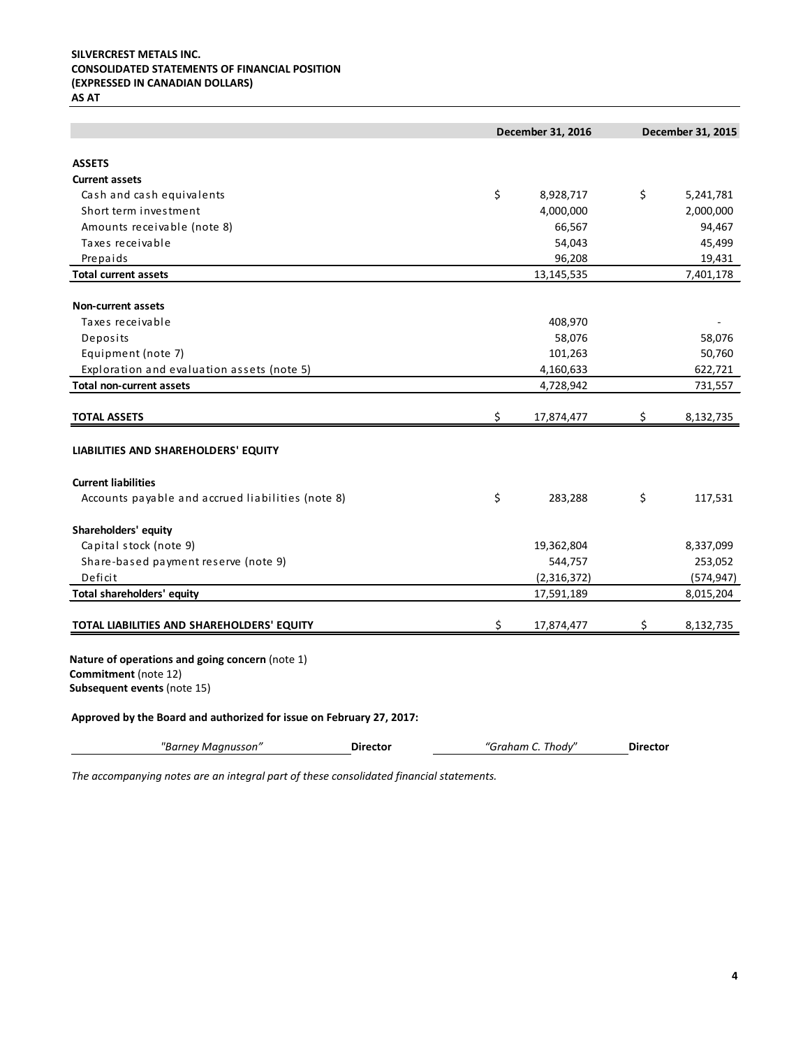**SILVERCREST METALS INC.**
**CONSOLIDATED STATEMENTS OF FINANCIAL POSITION**
**(EXPRESSED IN CANADIAN DOLLARS)**
**AS AT**

| | December 31, 2016 | December 31, 2015 |
|---|---|---|
| **ASSETS** | | |
| **Current assets** | | |
| Cash and cash equivalents | $ 8,928,717 | $ 5,241,781 |
| Short term investment | 4,000,000 | 2,000,000 |
| Amounts receivable (note 8) | 66,567 | 94,467 |
| Taxes receivable | 54,043 | 45,499 |
| Prepaids | 96,208 | 19,431 |
| **Total current assets** | 13,145,535 | 7,401,178 |
| | | |
| **Non-current assets** | | |
| Taxes receivable | 408,970 | - |
| Deposits | 58,076 | 58,076 |
| Equipment (note 7) | 101,263 | 50,760 |
| Exploration and evaluation assets (note 5) | 4,160,633 | 622,721 |
| **Total non-current assets** | 4,728,942 | 731,557 |
| | | |
| **TOTAL ASSETS** | $ 17,874,477 | $ 8,132,735 |
| | | |
| **LIABILITIES AND SHAREHOLDERS' EQUITY** | | |
| | | |
| **Current liabilities** | | |
| Accounts payable and accrued liabilities (note 8) | $ 283,288 | $ 117,531 |
| | | |
| **Shareholders' equity** | | |
| Capital stock (note 9) | 19,362,804 | 8,337,099 |
| Share-based payment reserve (note 9) | 544,757 | 253,052 |
| Deficit | (2,316,372) | (574,947) |
| **Total shareholders' equity** | 17,591,189 | 8,015,204 |
| | | |
| **TOTAL LIABILITIES AND SHAREHOLDERS' EQUITY** | $ 17,874,477 | $ 8,132,735 |

**Nature of operations and going concern** (note 1)
**Commitment** (note 12)
**Subsequent events** (note 15)

**Approved by the Board and authorized for issue on February 27, 2017:**

*"Barney Magnusson"* **Director** *"Graham C. Thody"* **Director**

*The accompanying notes are an integral part of these consolidated financial statements.*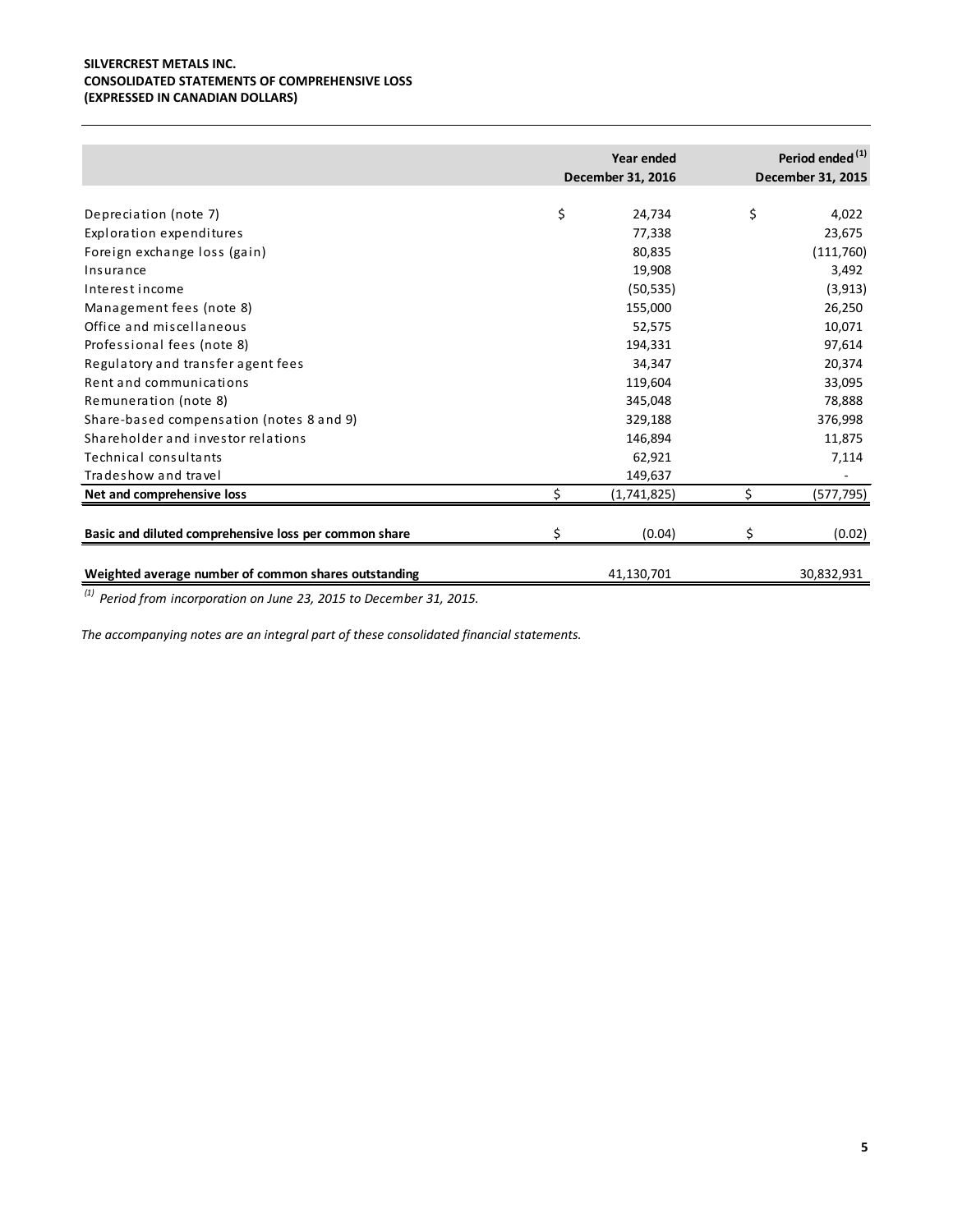**SILVERCREST METALS INC.**
**CONSOLIDATED STATEMENTS OF COMPREHENSIVE LOSS**
**(EXPRESSED IN CANADIAN DOLLARS)**

| | Year ended December 31, 2016 | Period ended [(1)] December 31, 2015 |
|---|---|---|
| Depreciation (note 7) | $ 24,734 | $ 4,022 |
| Exploration expenditures | 77,338 | 23,675 |
| Foreign exchange loss (gain) | 80,835 | (111,760) |
| Insurance | 19,908 | 3,492 |
| Interest income | (50,535) | (3,913) |
| Management fees (note 8) | 155,000 | 26,250 |
| Office and miscellaneous | 52,575 | 10,071 |
| Professional fees (note 8) | 194,331 | 97,614 |
| Regulatory and transfer agent fees | 34,347 | 20,374 |
| Rent and communications | 119,604 | 33,095 |
| Remuneration (note 8) | 345,048 | 78,888 |
| Share-based compensation (notes 8 and 9) | 329,188 | 376,998 |
| Shareholder and investor relations | 146,894 | 11,875 |
| Technical consultants | 62,921 | 7,114 |
| Tradeshow and travel | 149,637 | - |
| **Net and comprehensive loss** | $ (1,741,825) | $ (577,795) |
| **Basic and diluted comprehensive loss per common share** | $ (0.04) | $ (0.02) |
| **Weighted average number of common shares outstanding** | 41,130,701 | 30,832,931 |

*[(1)] Period from incorporation on June 23, 2015 to December 31, 2015.*

*The accompanying notes are an integral part of these consolidated financial statements.*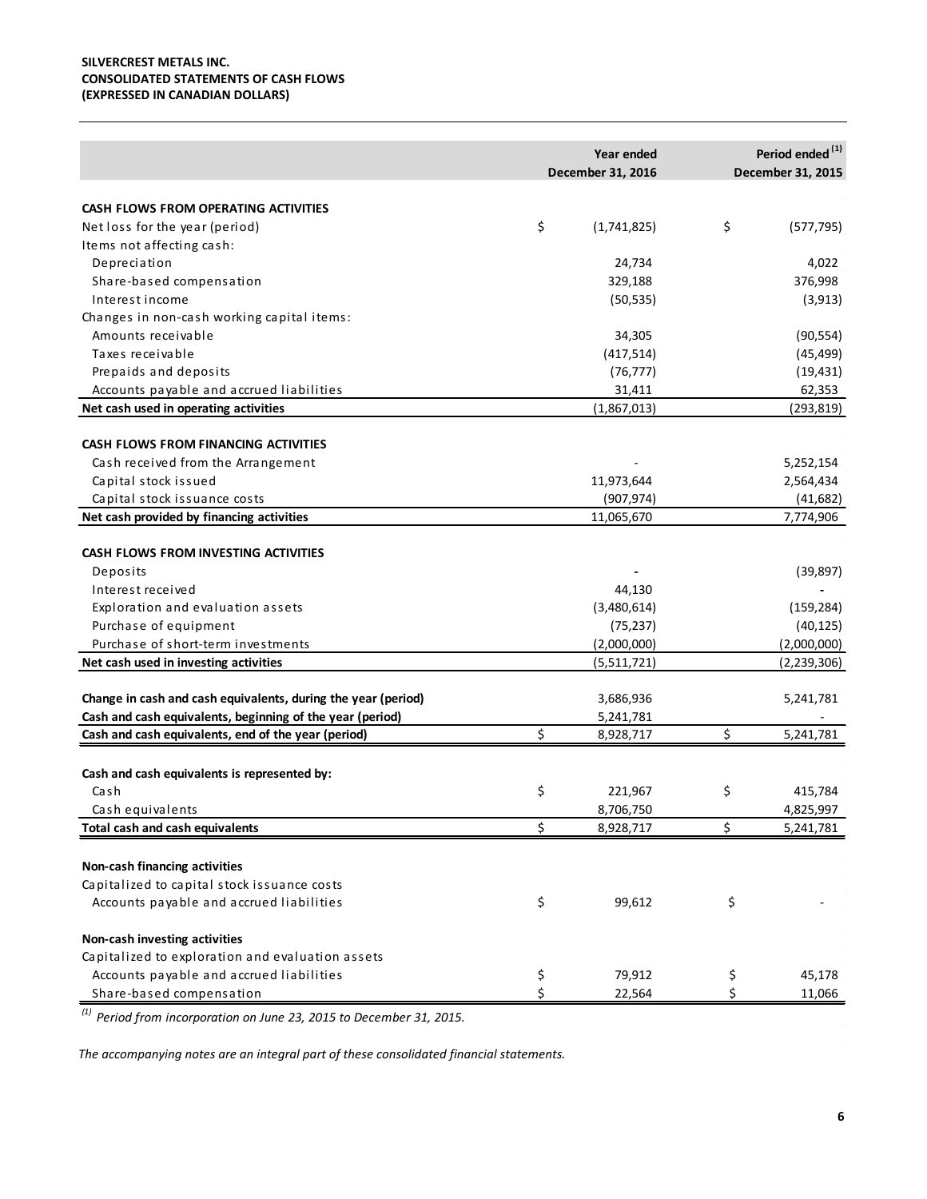**SILVERCREST METALS INC.**
**CONSOLIDATED STATEMENTS OF CASH FLOWS**
**(EXPRESSED IN CANADIAN DOLLARS)**

| | Year ended December 31, 2016 | Period ended [(1)] December 31, 2015 |
|---|---|---|
| **CASH FLOWS FROM OPERATING ACTIVITIES** | | |
| Net loss for the year (period) | $ (1,741,825) | $ (577,795) |
| Items not affecting cash: | | |
| Depreciation | 24,734 | 4,022 |
| Share-based compensation | 329,188 | 376,998 |
| Interest income | (50,535) | (3,913) |
| Changes in non-cash working capital items: | | |
| Amounts receivable | 34,305 | (90,554) |
| Taxes receivable | (417,514) | (45,499) |
| Prepaids and deposits | (76,777) | (19,431) |
| Accounts payable and accrued liabilities | 31,411 | 62,353 |
| **Net cash used in operating activities** | (1,867,013) | (293,819) |
| **CASH FLOWS FROM FINANCING ACTIVITIES** | | |
| Cash received from the Arrangement | - | 5,252,154 |
| Capital stock issued | 11,973,644 | 2,564,434 |
| Capital stock issuance costs | (907,974) | (41,682) |
| **Net cash provided by financing activities** | 11,065,670 | 7,774,906 |
| **CASH FLOWS FROM INVESTING ACTIVITIES** | | |
| Deposits | - | (39,897) |
| Interest received | 44,130 | - |
| Exploration and evaluation assets | (3,480,614) | (159,284) |
| Purchase of equipment | (75,237) | (40,125) |
| Purchase of short-term investments | (2,000,000) | (2,000,000) |
| **Net cash used in investing activities** | (5,511,721) | (2,239,306) |
| **Change in cash and cash equivalents, during the year (period)** | 3,686,936 | 5,241,781 |
| **Cash and cash equivalents, beginning of the year (period)** | 5,241,781 | - |
| **Cash and cash equivalents, end of the year (period)** | $ 8,928,717 | $ 5,241,781 |
| **Cash and cash equivalents is represented by:** | | |
| Cash | $ 221,967 | $ 415,784 |
| Cash equivalents | 8,706,750 | 4,825,997 |
| **Total cash and cash equivalents** | $ 8,928,717 | $ 5,241,781 |
| **Non-cash financing activities** | | |
| Capitalized to capital stock issuance costs | | |
| Accounts payable and accrued liabilities | $ 99,612 | $ - |
| **Non-cash investing activities** | | |
| Capitalized to exploration and evaluation assets | | |
| Accounts payable and accrued liabilities | $ 79,912 | $ 45,178 |
| Share-based compensation | $ 22,564 | $ 11,066 |

[(1)] *Period from incorporation on June 23, 2015 to December 31, 2015.*

*The accompanying notes are an integral part of these consolidated financial statements.*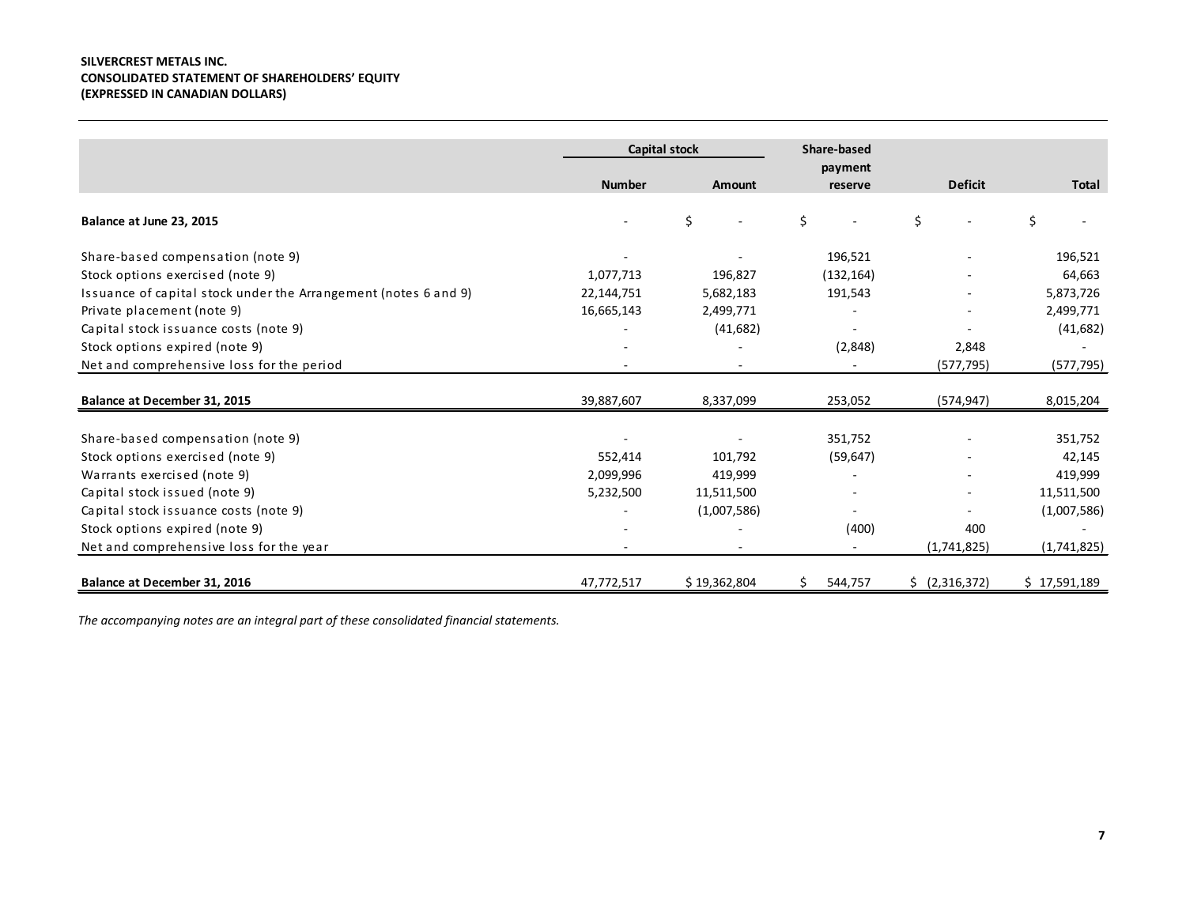**SILVERCREST METALS INC.**
**CONSOLIDATED STATEMENT OF SHAREHOLDERS' EQUITY**
**(EXPRESSED IN CANADIAN DOLLARS)**

| | Capital stock | | Share-based payment | | |
|---|---|---|---|---|---|
| | **Number** | **Amount** | **reserve** | **Deficit** | **Total** |
| **Balance at June 23, 2015** | - | $ - | $ - | $ - | $ - |
| Share-based compensation (note 9) | - | - | 196,521 | - | 196,521 |
| Stock options exercised (note 9) | 1,077,713 | 196,827 | (132,164) | - | 64,663 |
| Issuance of capital stock under the Arrangement (notes 6 and 9) | 22,144,751 | 5,682,183 | 191,543 | - | 5,873,726 |
| Private placement (note 9) | 16,665,143 | 2,499,771 | - | - | 2,499,771 |
| Capital stock issuance costs (note 9) | - | (41,682) | - | - | (41,682) |
| Stock options expired (note 9) | - | - | (2,848) | 2,848 | - |
| Net and comprehensive loss for the period | - | - | - | (577,795) | (577,795) |
| **Balance at December 31, 2015** | 39,887,607 | 8,337,099 | 253,052 | (574,947) | 8,015,204 |
| Share-based compensation (note 9) | - | - | 351,752 | - | 351,752 |
| Stock options exercised (note 9) | 552,414 | 101,792 | (59,647) | - | 42,145 |
| Warrants exercised (note 9) | 2,099,996 | 419,999 | - | - | 419,999 |
| Capital stock issued (note 9) | 5,232,500 | 11,511,500 | - | - | 11,511,500 |
| Capital stock issuance costs (note 9) | - | (1,007,586) | - | - | (1,007,586) |
| Stock options expired (note 9) | - | - | (400) | 400 | - |
| Net and comprehensive loss for the year | - | - | - | (1,741,825) | (1,741,825) |
| **Balance at December 31, 2016** | 47,772,517 | $ 19,362,804 | $ 544,757 | $ (2,316,372) | $ 17,591,189 |

*The accompanying notes are an integral part of these consolidated financial statements.*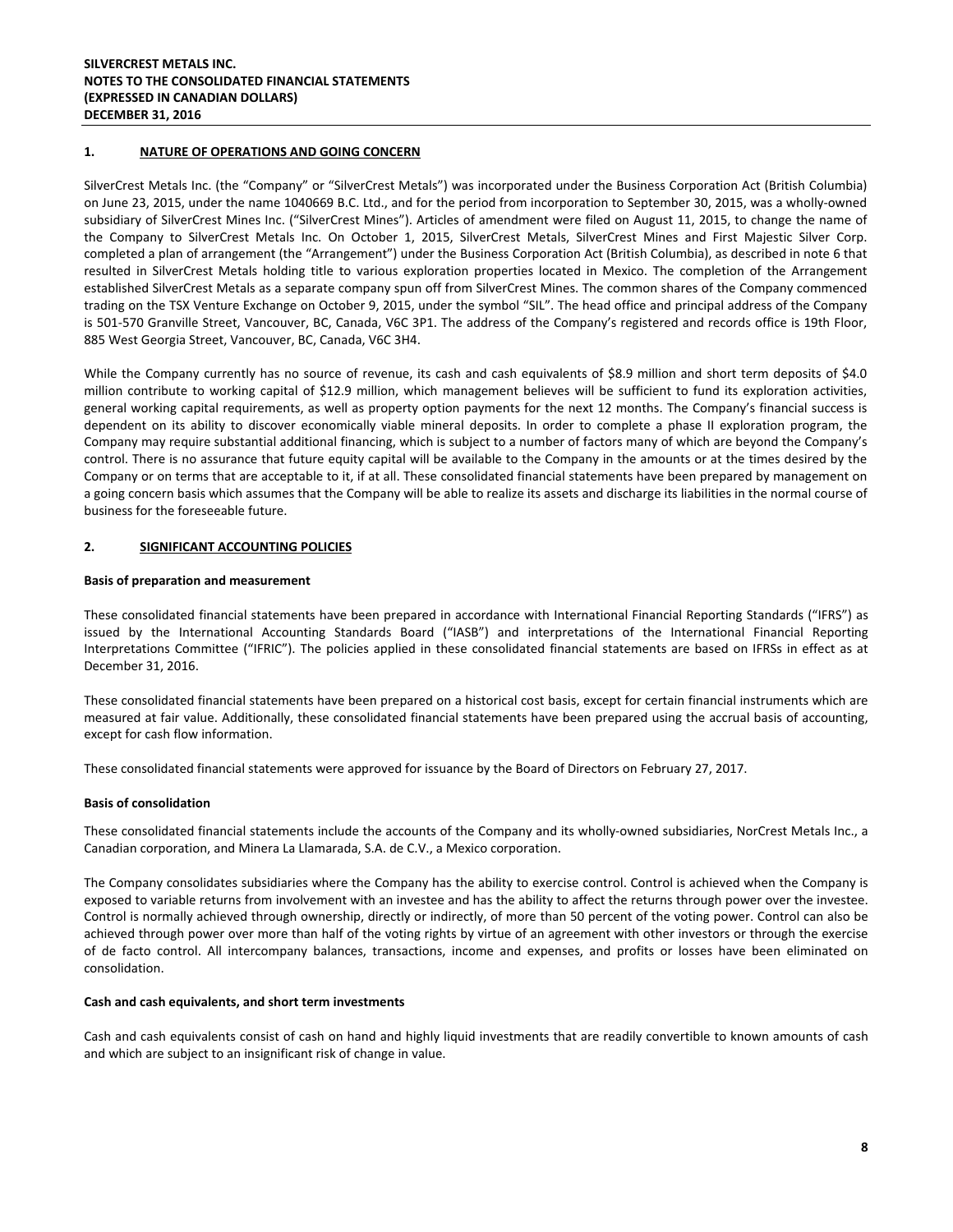## 1. NATURE OF OPERATIONS AND GOING CONCERN

SilverCrest Metals Inc. (the "Company" or "SilverCrest Metals") was incorporated under the Business Corporation Act (British Columbia) on June 23, 2015, under the name 1040669 B.C. Ltd., and for the period from incorporation to September 30, 2015, was a wholly-owned subsidiary of SilverCrest Mines Inc. ("SilverCrest Mines"). Articles of amendment were filed on August 11, 2015, to change the name of the Company to SilverCrest Metals Inc. On October 1, 2015, SilverCrest Metals, SilverCrest Mines and First Majestic Silver Corp. completed a plan of arrangement (the "Arrangement") under the Business Corporation Act (British Columbia), as described in note 6 that resulted in SilverCrest Metals holding title to various exploration properties located in Mexico. The completion of the Arrangement established SilverCrest Metals as a separate company spun off from SilverCrest Mines. The common shares of the Company commenced trading on the TSX Venture Exchange on October 9, 2015, under the symbol "SIL". The head office and principal address of the Company is 501-570 Granville Street, Vancouver, BC, Canada, V6C 3P1. The address of the Company's registered and records office is 19th Floor, 885 West Georgia Street, Vancouver, BC, Canada, V6C 3H4.

While the Company currently has no source of revenue, its cash and cash equivalents of $8.9 million and short term deposits of $4.0 million contribute to working capital of $12.9 million, which management believes will be sufficient to fund its exploration activities, general working capital requirements, as well as property option payments for the next 12 months. The Company's financial success is dependent on its ability to discover economically viable mineral deposits. In order to complete a phase II exploration program, the Company may require substantial additional financing, which is subject to a number of factors many of which are beyond the Company's control. There is no assurance that future equity capital will be available to the Company in the amounts or at the times desired by the Company or on terms that are acceptable to it, if at all. These consolidated financial statements have been prepared by management on a going concern basis which assumes that the Company will be able to realize its assets and discharge its liabilities in the normal course of business for the foreseeable future.

## 2. SIGNIFICANT ACCOUNTING POLICIES

### Basis of preparation and measurement

These consolidated financial statements have been prepared in accordance with International Financial Reporting Standards ("IFRS") as issued by the International Accounting Standards Board ("IASB") and interpretations of the International Financial Reporting Interpretations Committee ("IFRIC"). The policies applied in these consolidated financial statements are based on IFRSs in effect as at December 31, 2016.

These consolidated financial statements have been prepared on a historical cost basis, except for certain financial instruments which are measured at fair value. Additionally, these consolidated financial statements have been prepared using the accrual basis of accounting, except for cash flow information.

These consolidated financial statements were approved for issuance by the Board of Directors on February 27, 2017.

### Basis of consolidation

These consolidated financial statements include the accounts of the Company and its wholly-owned subsidiaries, NorCrest Metals Inc., a Canadian corporation, and Minera La Llamarada, S.A. de C.V., a Mexico corporation.

The Company consolidates subsidiaries where the Company has the ability to exercise control. Control is achieved when the Company is exposed to variable returns from involvement with an investee and has the ability to affect the returns through power over the investee. Control is normally achieved through ownership, directly or indirectly, of more than 50 percent of the voting power. Control can also be achieved through power over more than half of the voting rights by virtue of an agreement with other investors or through the exercise of de facto control. All intercompany balances, transactions, income and expenses, and profits or losses have been eliminated on consolidation.

### Cash and cash equivalents, and short term investments

Cash and cash equivalents consist of cash on hand and highly liquid investments that are readily convertible to known amounts of cash and which are subject to an insignificant risk of change in value.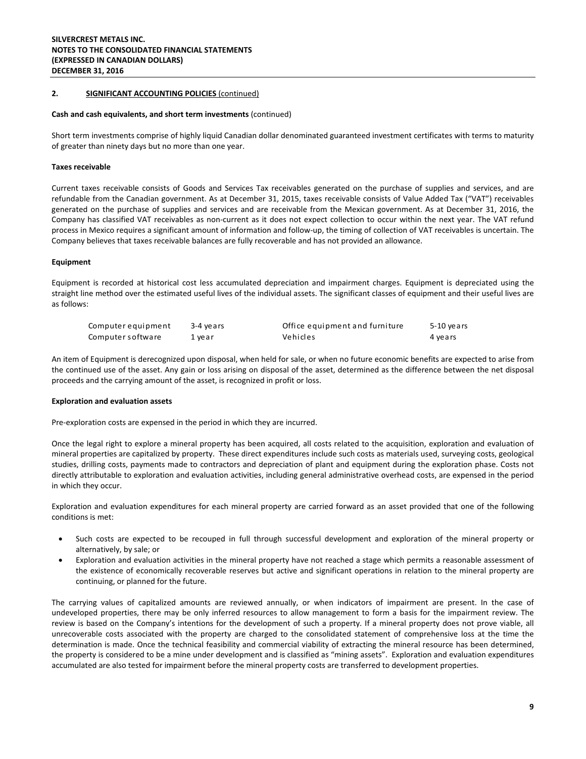## 2. SIGNIFICANT ACCOUNTING POLICIES (continued)

**Cash and cash equivalents, and short term investments** (continued)

Short term investments comprise of highly liquid Canadian dollar denominated guaranteed investment certificates with terms to maturity of greater than ninety days but no more than one year.

**Taxes receivable**

Current taxes receivable consists of Goods and Services Tax receivables generated on the purchase of supplies and services, and are refundable from the Canadian government. As at December 31, 2015, taxes receivable consists of Value Added Tax ("VAT") receivables generated on the purchase of supplies and services and are receivable from the Mexican government. As at December 31, 2016, the Company has classified VAT receivables as non-current as it does not expect collection to occur within the next year. The VAT refund process in Mexico requires a significant amount of information and follow-up, the timing of collection of VAT receivables is uncertain. The Company believes that taxes receivable balances are fully recoverable and has not provided an allowance.

**Equipment**

Equipment is recorded at historical cost less accumulated depreciation and impairment charges. Equipment is depreciated using the straight line method over the estimated useful lives of the individual assets. The significant classes of equipment and their useful lives are as follows:

| | | | |
|---|---|---|---|
| Computer equipment | 3-4 years | Office equipment and furniture | 5-10 years |
| Computer software | 1 year | Vehicles | 4 years |

An item of Equipment is derecognized upon disposal, when held for sale, or when no future economic benefits are expected to arise from the continued use of the asset. Any gain or loss arising on disposal of the asset, determined as the difference between the net disposal proceeds and the carrying amount of the asset, is recognized in profit or loss.

**Exploration and evaluation assets**

Pre-exploration costs are expensed in the period in which they are incurred.

Once the legal right to explore a mineral property has been acquired, all costs related to the acquisition, exploration and evaluation of mineral properties are capitalized by property. These direct expenditures include such costs as materials used, surveying costs, geological studies, drilling costs, payments made to contractors and depreciation of plant and equipment during the exploration phase. Costs not directly attributable to exploration and evaluation activities, including general administrative overhead costs, are expensed in the period in which they occur.

Exploration and evaluation expenditures for each mineral property are carried forward as an asset provided that one of the following conditions is met:

- Such costs are expected to be recouped in full through successful development and exploration of the mineral property or alternatively, by sale; or
- Exploration and evaluation activities in the mineral property have not reached a stage which permits a reasonable assessment of the existence of economically recoverable reserves but active and significant operations in relation to the mineral property are continuing, or planned for the future.

The carrying values of capitalized amounts are reviewed annually, or when indicators of impairment are present. In the case of undeveloped properties, there may be only inferred resources to allow management to form a basis for the impairment review. The review is based on the Company's intentions for the development of such a property. If a mineral property does not prove viable, all unrecoverable costs associated with the property are charged to the consolidated statement of comprehensive loss at the time the determination is made. Once the technical feasibility and commercial viability of extracting the mineral resource has been determined, the property is considered to be a mine under development and is classified as "mining assets". Exploration and evaluation expenditures accumulated are also tested for impairment before the mineral property costs are transferred to development properties.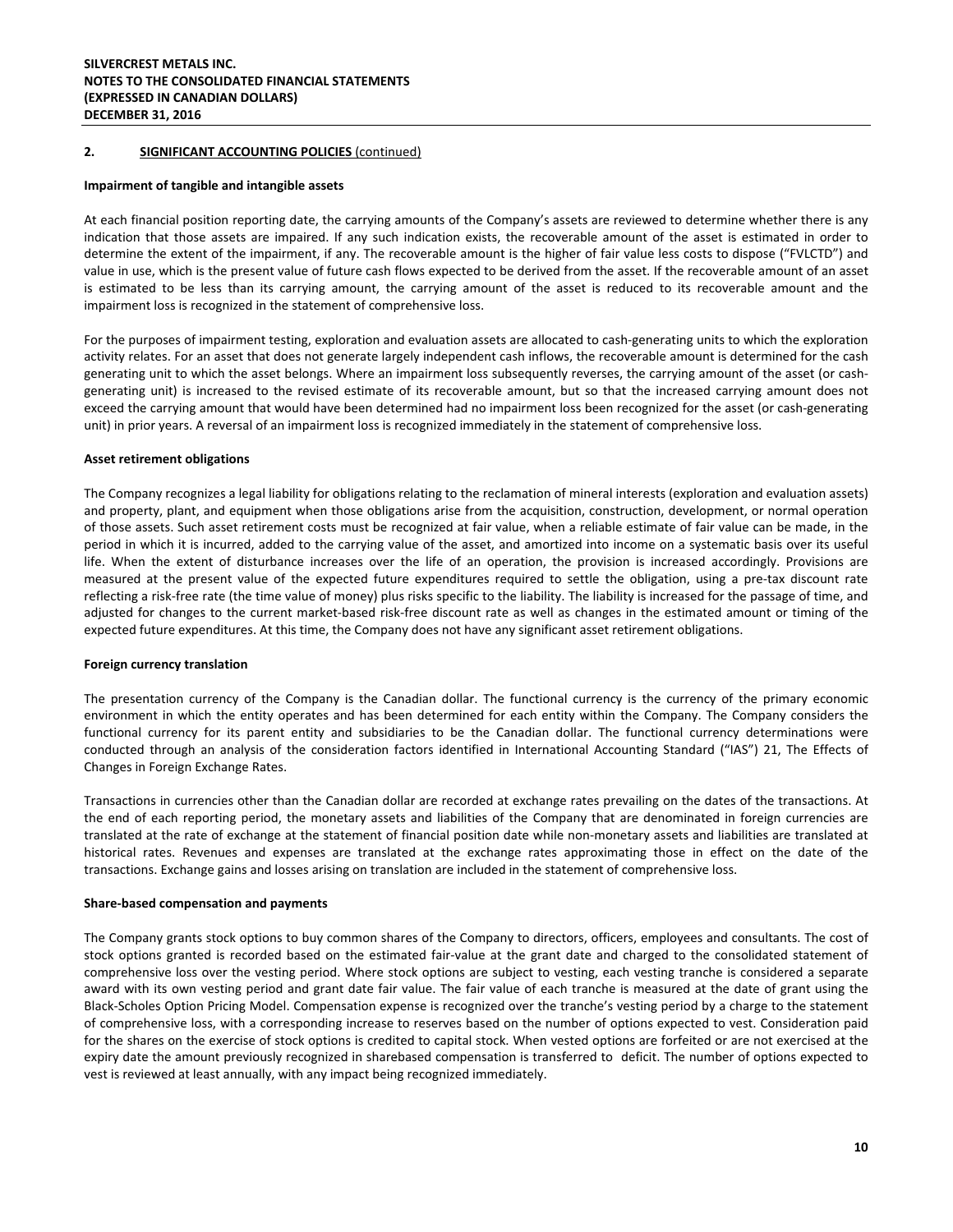## 2. SIGNIFICANT ACCOUNTING POLICIES (continued)

**Impairment of tangible and intangible assets**

At each financial position reporting date, the carrying amounts of the Company's assets are reviewed to determine whether there is any indication that those assets are impaired. If any such indication exists, the recoverable amount of the asset is estimated in order to determine the extent of the impairment, if any. The recoverable amount is the higher of fair value less costs to dispose ("FVLCTD") and value in use, which is the present value of future cash flows expected to be derived from the asset. If the recoverable amount of an asset is estimated to be less than its carrying amount, the carrying amount of the asset is reduced to its recoverable amount and the impairment loss is recognized in the statement of comprehensive loss.

For the purposes of impairment testing, exploration and evaluation assets are allocated to cash-generating units to which the exploration activity relates. For an asset that does not generate largely independent cash inflows, the recoverable amount is determined for the cash generating unit to which the asset belongs. Where an impairment loss subsequently reverses, the carrying amount of the asset (or cash-generating unit) is increased to the revised estimate of its recoverable amount, but so that the increased carrying amount does not exceed the carrying amount that would have been determined had no impairment loss been recognized for the asset (or cash-generating unit) in prior years. A reversal of an impairment loss is recognized immediately in the statement of comprehensive loss.

**Asset retirement obligations**

The Company recognizes a legal liability for obligations relating to the reclamation of mineral interests (exploration and evaluation assets) and property, plant, and equipment when those obligations arise from the acquisition, construction, development, or normal operation of those assets. Such asset retirement costs must be recognized at fair value, when a reliable estimate of fair value can be made, in the period in which it is incurred, added to the carrying value of the asset, and amortized into income on a systematic basis over its useful life. When the extent of disturbance increases over the life of an operation, the provision is increased accordingly. Provisions are measured at the present value of the expected future expenditures required to settle the obligation, using a pre-tax discount rate reflecting a risk-free rate (the time value of money) plus risks specific to the liability. The liability is increased for the passage of time, and adjusted for changes to the current market-based risk-free discount rate as well as changes in the estimated amount or timing of the expected future expenditures. At this time, the Company does not have any significant asset retirement obligations.

**Foreign currency translation**

The presentation currency of the Company is the Canadian dollar. The functional currency is the currency of the primary economic environment in which the entity operates and has been determined for each entity within the Company. The Company considers the functional currency for its parent entity and subsidiaries to be the Canadian dollar. The functional currency determinations were conducted through an analysis of the consideration factors identified in International Accounting Standard ("IAS") 21, The Effects of Changes in Foreign Exchange Rates.

Transactions in currencies other than the Canadian dollar are recorded at exchange rates prevailing on the dates of the transactions. At the end of each reporting period, the monetary assets and liabilities of the Company that are denominated in foreign currencies are translated at the rate of exchange at the statement of financial position date while non-monetary assets and liabilities are translated at historical rates. Revenues and expenses are translated at the exchange rates approximating those in effect on the date of the transactions. Exchange gains and losses arising on translation are included in the statement of comprehensive loss.

**Share-based compensation and payments**

The Company grants stock options to buy common shares of the Company to directors, officers, employees and consultants. The cost of stock options granted is recorded based on the estimated fair-value at the grant date and charged to the consolidated statement of comprehensive loss over the vesting period. Where stock options are subject to vesting, each vesting tranche is considered a separate award with its own vesting period and grant date fair value. The fair value of each tranche is measured at the date of grant using the Black-Scholes Option Pricing Model. Compensation expense is recognized over the tranche's vesting period by a charge to the statement of comprehensive loss, with a corresponding increase to reserves based on the number of options expected to vest. Consideration paid for the shares on the exercise of stock options is credited to capital stock. When vested options are forfeited or are not exercised at the expiry date the amount previously recognized in sharebased compensation is transferred to deficit. The number of options expected to vest is reviewed at least annually, with any impact being recognized immediately.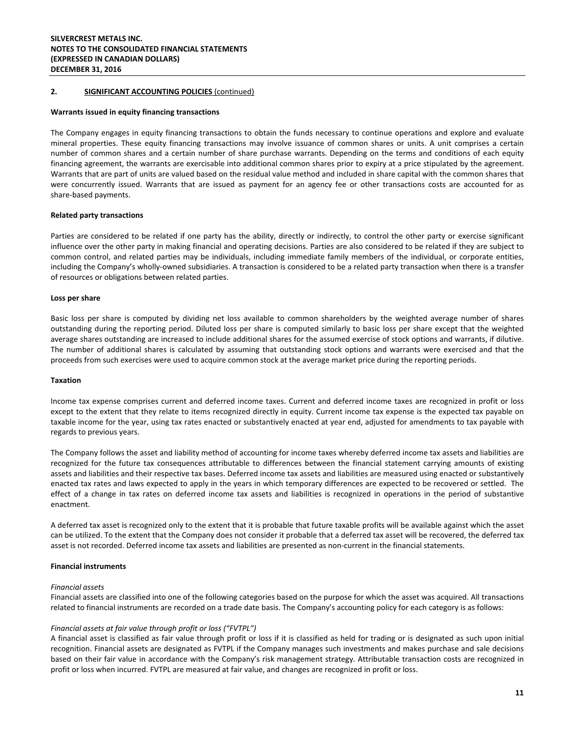## 2. SIGNIFICANT ACCOUNTING POLICIES (continued)

**Warrants issued in equity financing transactions**

The Company engages in equity financing transactions to obtain the funds necessary to continue operations and explore and evaluate mineral properties. These equity financing transactions may involve issuance of common shares or units. A unit comprises a certain number of common shares and a certain number of share purchase warrants. Depending on the terms and conditions of each equity financing agreement, the warrants are exercisable into additional common shares prior to expiry at a price stipulated by the agreement. Warrants that are part of units are valued based on the residual value method and included in share capital with the common shares that were concurrently issued. Warrants that are issued as payment for an agency fee or other transactions costs are accounted for as share-based payments.

**Related party transactions**

Parties are considered to be related if one party has the ability, directly or indirectly, to control the other party or exercise significant influence over the other party in making financial and operating decisions. Parties are also considered to be related if they are subject to common control, and related parties may be individuals, including immediate family members of the individual, or corporate entities, including the Company's wholly-owned subsidiaries. A transaction is considered to be a related party transaction when there is a transfer of resources or obligations between related parties.

**Loss per share**

Basic loss per share is computed by dividing net loss available to common shareholders by the weighted average number of shares outstanding during the reporting period. Diluted loss per share is computed similarly to basic loss per share except that the weighted average shares outstanding are increased to include additional shares for the assumed exercise of stock options and warrants, if dilutive. The number of additional shares is calculated by assuming that outstanding stock options and warrants were exercised and that the proceeds from such exercises were used to acquire common stock at the average market price during the reporting periods.

**Taxation**

Income tax expense comprises current and deferred income taxes. Current and deferred income taxes are recognized in profit or loss except to the extent that they relate to items recognized directly in equity. Current income tax expense is the expected tax payable on taxable income for the year, using tax rates enacted or substantively enacted at year end, adjusted for amendments to tax payable with regards to previous years.

The Company follows the asset and liability method of accounting for income taxes whereby deferred income tax assets and liabilities are recognized for the future tax consequences attributable to differences between the financial statement carrying amounts of existing assets and liabilities and their respective tax bases. Deferred income tax assets and liabilities are measured using enacted or substantively enacted tax rates and laws expected to apply in the years in which temporary differences are expected to be recovered or settled. The effect of a change in tax rates on deferred income tax assets and liabilities is recognized in operations in the period of substantive enactment.

A deferred tax asset is recognized only to the extent that it is probable that future taxable profits will be available against which the asset can be utilized. To the extent that the Company does not consider it probable that a deferred tax asset will be recovered, the deferred tax asset is not recorded. Deferred income tax assets and liabilities are presented as non-current in the financial statements.

**Financial instruments**

*Financial assets*
Financial assets are classified into one of the following categories based on the purpose for which the asset was acquired. All transactions related to financial instruments are recorded on a trade date basis. The Company's accounting policy for each category is as follows:

*Financial assets at fair value through profit or loss ("FVTPL")*
A financial asset is classified as fair value through profit or loss if it is classified as held for trading or is designated as such upon initial recognition. Financial assets are designated as FVTPL if the Company manages such investments and makes purchase and sale decisions based on their fair value in accordance with the Company's risk management strategy. Attributable transaction costs are recognized in profit or loss when incurred. FVTPL are measured at fair value, and changes are recognized in profit or loss.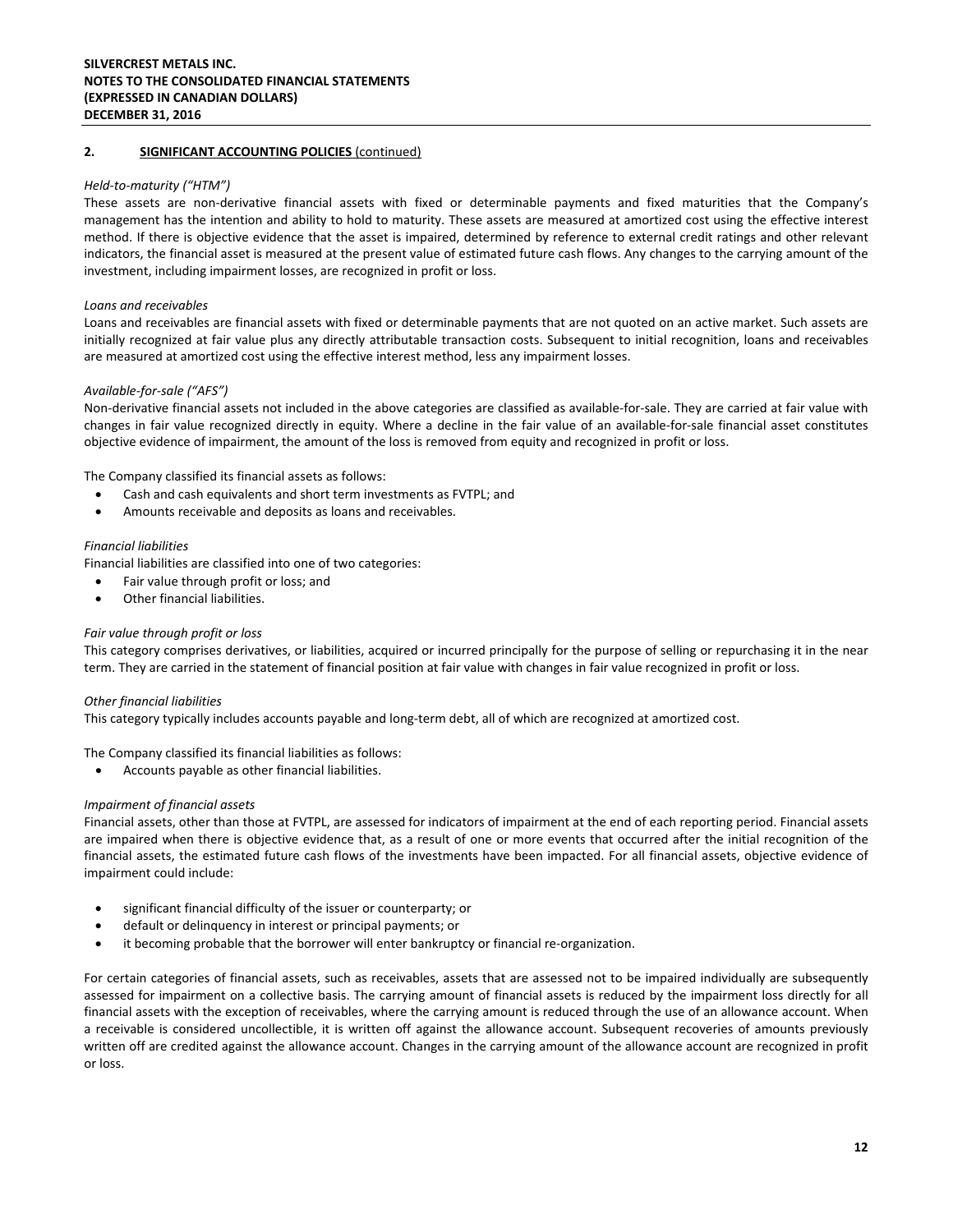## 2. SIGNIFICANT ACCOUNTING POLICIES (continued)

*Held-to-maturity ("HTM")*

These assets are non-derivative financial assets with fixed or determinable payments and fixed maturities that the Company's management has the intention and ability to hold to maturity. These assets are measured at amortized cost using the effective interest method. If there is objective evidence that the asset is impaired, determined by reference to external credit ratings and other relevant indicators, the financial asset is measured at the present value of estimated future cash flows. Any changes to the carrying amount of the investment, including impairment losses, are recognized in profit or loss.

*Loans and receivables*

Loans and receivables are financial assets with fixed or determinable payments that are not quoted on an active market. Such assets are initially recognized at fair value plus any directly attributable transaction costs. Subsequent to initial recognition, loans and receivables are measured at amortized cost using the effective interest method, less any impairment losses.

*Available-for-sale ("AFS")*

Non-derivative financial assets not included in the above categories are classified as available-for-sale. They are carried at fair value with changes in fair value recognized directly in equity. Where a decline in the fair value of an available-for-sale financial asset constitutes objective evidence of impairment, the amount of the loss is removed from equity and recognized in profit or loss.

The Company classified its financial assets as follows:

- Cash and cash equivalents and short term investments as FVTPL; and
- Amounts receivable and deposits as loans and receivables.

*Financial liabilities*

Financial liabilities are classified into one of two categories:

- Fair value through profit or loss; and
- Other financial liabilities.

*Fair value through profit or loss*

This category comprises derivatives, or liabilities, acquired or incurred principally for the purpose of selling or repurchasing it in the near term. They are carried in the statement of financial position at fair value with changes in fair value recognized in profit or loss.

*Other financial liabilities*

This category typically includes accounts payable and long-term debt, all of which are recognized at amortized cost.

The Company classified its financial liabilities as follows:

- Accounts payable as other financial liabilities.

*Impairment of financial assets*

Financial assets, other than those at FVTPL, are assessed for indicators of impairment at the end of each reporting period. Financial assets are impaired when there is objective evidence that, as a result of one or more events that occurred after the initial recognition of the financial assets, the estimated future cash flows of the investments have been impacted. For all financial assets, objective evidence of impairment could include:

- significant financial difficulty of the issuer or counterparty; or
- default or delinquency in interest or principal payments; or
- it becoming probable that the borrower will enter bankruptcy or financial re-organization.

For certain categories of financial assets, such as receivables, assets that are assessed not to be impaired individually are subsequently assessed for impairment on a collective basis. The carrying amount of financial assets is reduced by the impairment loss directly for all financial assets with the exception of receivables, where the carrying amount is reduced through the use of an allowance account. When a receivable is considered uncollectible, it is written off against the allowance account. Subsequent recoveries of amounts previously written off are credited against the allowance account. Changes in the carrying amount of the allowance account are recognized in profit or loss.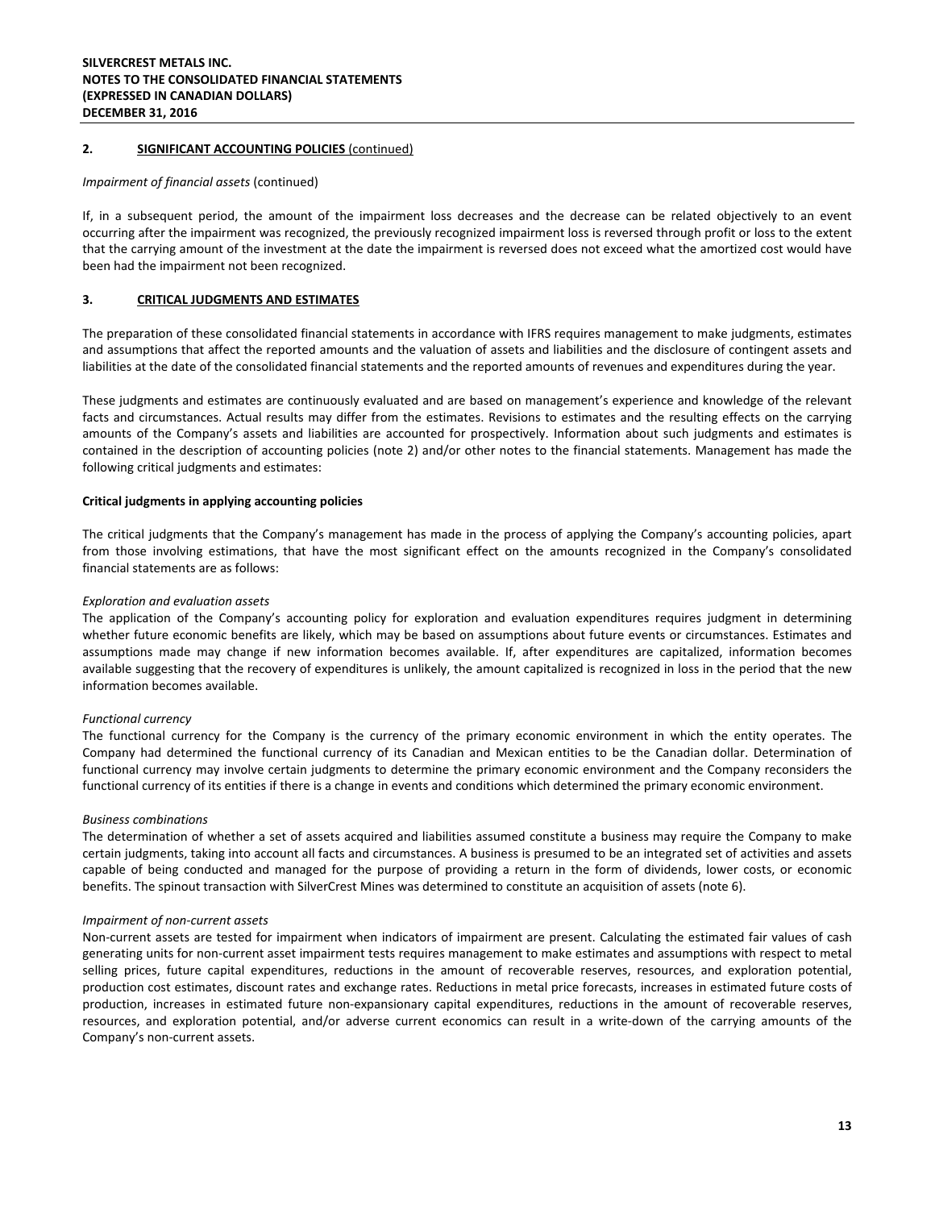## 2. SIGNIFICANT ACCOUNTING POLICIES (continued)

*Impairment of financial assets* (continued)

If, in a subsequent period, the amount of the impairment loss decreases and the decrease can be related objectively to an event occurring after the impairment was recognized, the previously recognized impairment loss is reversed through profit or loss to the extent that the carrying amount of the investment at the date the impairment is reversed does not exceed what the amortized cost would have been had the impairment not been recognized.

## 3. CRITICAL JUDGMENTS AND ESTIMATES

The preparation of these consolidated financial statements in accordance with IFRS requires management to make judgments, estimates and assumptions that affect the reported amounts and the valuation of assets and liabilities and the disclosure of contingent assets and liabilities at the date of the consolidated financial statements and the reported amounts of revenues and expenditures during the year.

These judgments and estimates are continuously evaluated and are based on management's experience and knowledge of the relevant facts and circumstances. Actual results may differ from the estimates. Revisions to estimates and the resulting effects on the carrying amounts of the Company's assets and liabilities are accounted for prospectively. Information about such judgments and estimates is contained in the description of accounting policies (note 2) and/or other notes to the financial statements. Management has made the following critical judgments and estimates:

**Critical judgments in applying accounting policies**

The critical judgments that the Company's management has made in the process of applying the Company's accounting policies, apart from those involving estimations, that have the most significant effect on the amounts recognized in the Company's consolidated financial statements are as follows:

*Exploration and evaluation assets*
The application of the Company's accounting policy for exploration and evaluation expenditures requires judgment in determining whether future economic benefits are likely, which may be based on assumptions about future events or circumstances. Estimates and assumptions made may change if new information becomes available. If, after expenditures are capitalized, information becomes available suggesting that the recovery of expenditures is unlikely, the amount capitalized is recognized in loss in the period that the new information becomes available.

*Functional currency*
The functional currency for the Company is the currency of the primary economic environment in which the entity operates. The Company had determined the functional currency of its Canadian and Mexican entities to be the Canadian dollar. Determination of functional currency may involve certain judgments to determine the primary economic environment and the Company reconsiders the functional currency of its entities if there is a change in events and conditions which determined the primary economic environment.

*Business combinations*
The determination of whether a set of assets acquired and liabilities assumed constitute a business may require the Company to make certain judgments, taking into account all facts and circumstances. A business is presumed to be an integrated set of activities and assets capable of being conducted and managed for the purpose of providing a return in the form of dividends, lower costs, or economic benefits. The spinout transaction with SilverCrest Mines was determined to constitute an acquisition of assets (note 6).

*Impairment of non-current assets*
Non-current assets are tested for impairment when indicators of impairment are present. Calculating the estimated fair values of cash generating units for non-current asset impairment tests requires management to make estimates and assumptions with respect to metal selling prices, future capital expenditures, reductions in the amount of recoverable reserves, resources, and exploration potential, production cost estimates, discount rates and exchange rates. Reductions in metal price forecasts, increases in estimated future costs of production, increases in estimated future non-expansionary capital expenditures, reductions in the amount of recoverable reserves, resources, and exploration potential, and/or adverse current economics can result in a write-down of the carrying amounts of the Company's non-current assets.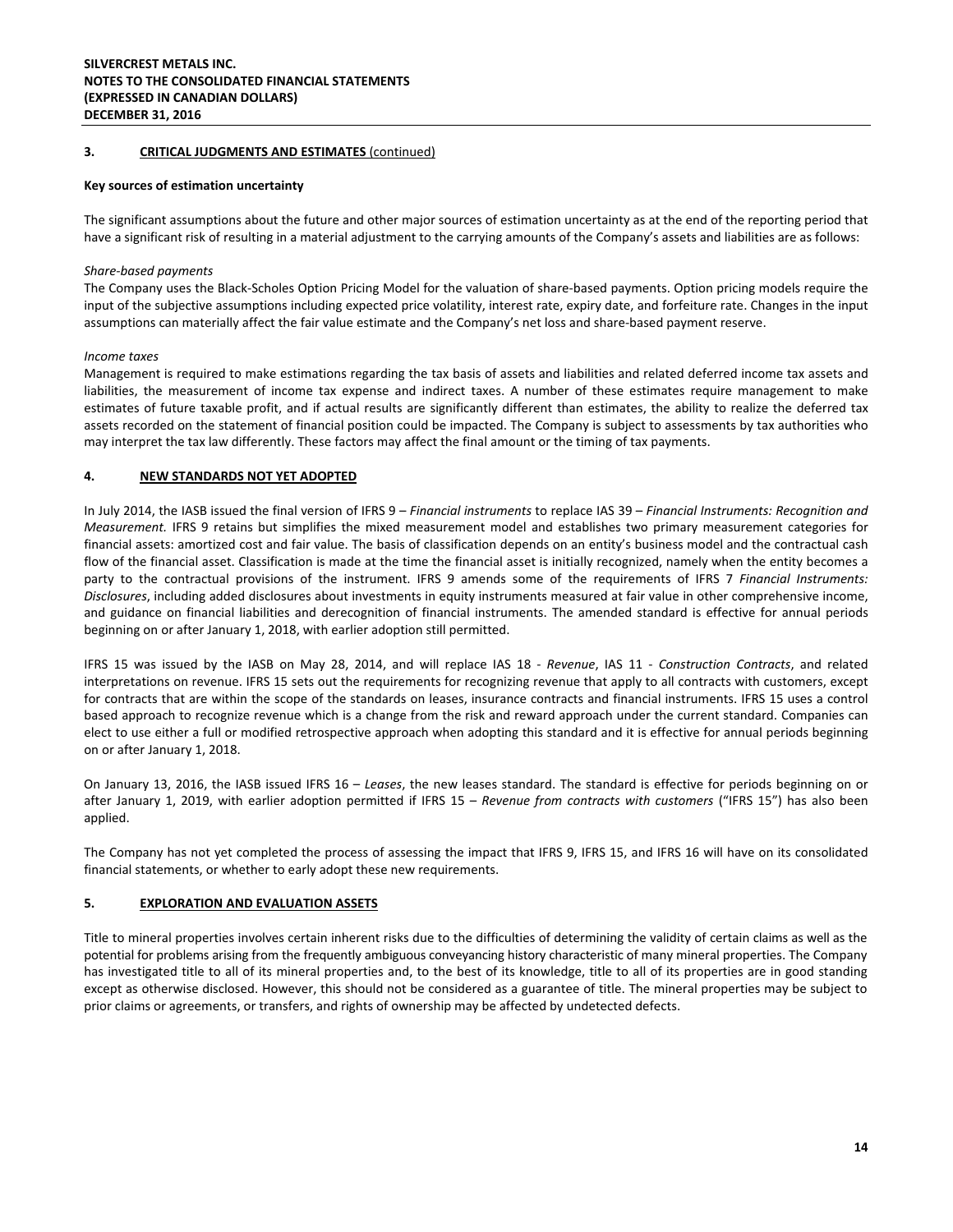## 3. CRITICAL JUDGMENTS AND ESTIMATES (continued)

**Key sources of estimation uncertainty**

The significant assumptions about the future and other major sources of estimation uncertainty as at the end of the reporting period that have a significant risk of resulting in a material adjustment to the carrying amounts of the Company's assets and liabilities are as follows:

*Share-based payments*

The Company uses the Black-Scholes Option Pricing Model for the valuation of share-based payments. Option pricing models require the input of the subjective assumptions including expected price volatility, interest rate, expiry date, and forfeiture rate. Changes in the input assumptions can materially affect the fair value estimate and the Company's net loss and share-based payment reserve.

*Income taxes*

Management is required to make estimations regarding the tax basis of assets and liabilities and related deferred income tax assets and liabilities, the measurement of income tax expense and indirect taxes. A number of these estimates require management to make estimates of future taxable profit, and if actual results are significantly different than estimates, the ability to realize the deferred tax assets recorded on the statement of financial position could be impacted. The Company is subject to assessments by tax authorities who may interpret the tax law differently. These factors may affect the final amount or the timing of tax payments.

## 4. NEW STANDARDS NOT YET ADOPTED

In July 2014, the IASB issued the final version of IFRS 9 – *Financial instruments* to replace IAS 39 – *Financial Instruments: Recognition and Measurement.* IFRS 9 retains but simplifies the mixed measurement model and establishes two primary measurement categories for financial assets: amortized cost and fair value. The basis of classification depends on an entity's business model and the contractual cash flow of the financial asset. Classification is made at the time the financial asset is initially recognized, namely when the entity becomes a party to the contractual provisions of the instrument. IFRS 9 amends some of the requirements of IFRS 7 *Financial Instruments: Disclosures*, including added disclosures about investments in equity instruments measured at fair value in other comprehensive income, and guidance on financial liabilities and derecognition of financial instruments. The amended standard is effective for annual periods beginning on or after January 1, 2018, with earlier adoption still permitted.

IFRS 15 was issued by the IASB on May 28, 2014, and will replace IAS 18 - *Revenue*, IAS 11 - *Construction Contracts*, and related interpretations on revenue. IFRS 15 sets out the requirements for recognizing revenue that apply to all contracts with customers, except for contracts that are within the scope of the standards on leases, insurance contracts and financial instruments. IFRS 15 uses a control based approach to recognize revenue which is a change from the risk and reward approach under the current standard. Companies can elect to use either a full or modified retrospective approach when adopting this standard and it is effective for annual periods beginning on or after January 1, 2018.

On January 13, 2016, the IASB issued IFRS 16 – *Leases*, the new leases standard. The standard is effective for periods beginning on or after January 1, 2019, with earlier adoption permitted if IFRS 15 – *Revenue from contracts with customers* ("IFRS 15") has also been applied.

The Company has not yet completed the process of assessing the impact that IFRS 9, IFRS 15, and IFRS 16 will have on its consolidated financial statements, or whether to early adopt these new requirements.

## 5. EXPLORATION AND EVALUATION ASSETS

Title to mineral properties involves certain inherent risks due to the difficulties of determining the validity of certain claims as well as the potential for problems arising from the frequently ambiguous conveyancing history characteristic of many mineral properties. The Company has investigated title to all of its mineral properties and, to the best of its knowledge, title to all of its properties are in good standing except as otherwise disclosed. However, this should not be considered as a guarantee of title. The mineral properties may be subject to prior claims or agreements, or transfers, and rights of ownership may be affected by undetected defects.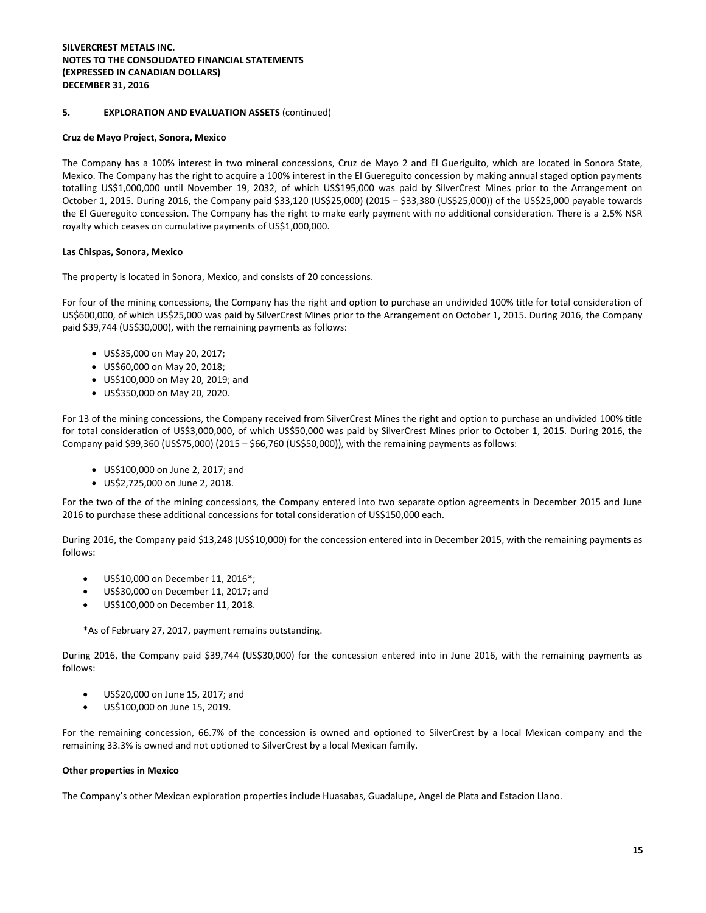## 5. EXPLORATION AND EVALUATION ASSETS (continued)

**Cruz de Mayo Project, Sonora, Mexico**

The Company has a 100% interest in two mineral concessions, Cruz de Mayo 2 and El Gueriguito, which are located in Sonora State, Mexico. The Company has the right to acquire a 100% interest in the El Guereguito concession by making annual staged option payments totalling US$1,000,000 until November 19, 2032, of which US$195,000 was paid by SilverCrest Mines prior to the Arrangement on October 1, 2015. During 2016, the Company paid $33,120 (US$25,000) (2015 – $33,380 (US$25,000)) of the US$25,000 payable towards the El Guereguito concession. The Company has the right to make early payment with no additional consideration. There is a 2.5% NSR royalty which ceases on cumulative payments of US$1,000,000.

**Las Chispas, Sonora, Mexico**

The property is located in Sonora, Mexico, and consists of 20 concessions.

For four of the mining concessions, the Company has the right and option to purchase an undivided 100% title for total consideration of US$600,000, of which US$25,000 was paid by SilverCrest Mines prior to the Arrangement on October 1, 2015. During 2016, the Company paid $39,744 (US$30,000), with the remaining payments as follows:

- US$35,000 on May 20, 2017;
- US$60,000 on May 20, 2018;
- US$100,000 on May 20, 2019; and
- US$350,000 on May 20, 2020.

For 13 of the mining concessions, the Company received from SilverCrest Mines the right and option to purchase an undivided 100% title for total consideration of US$3,000,000, of which US$50,000 was paid by SilverCrest Mines prior to October 1, 2015. During 2016, the Company paid $99,360 (US$75,000) (2015 – $66,760 (US$50,000)), with the remaining payments as follows:

- US$100,000 on June 2, 2017; and
- US$2,725,000 on June 2, 2018.

For the two of the of the mining concessions, the Company entered into two separate option agreements in December 2015 and June 2016 to purchase these additional concessions for total consideration of US$150,000 each.

During 2016, the Company paid $13,248 (US$10,000) for the concession entered into in December 2015, with the remaining payments as follows:

- US$10,000 on December 11, 2016*;
- US$30,000 on December 11, 2017; and
- US$100,000 on December 11, 2018.

*As of February 27, 2017, payment remains outstanding.

During 2016, the Company paid $39,744 (US$30,000) for the concession entered into in June 2016, with the remaining payments as follows:

- US$20,000 on June 15, 2017; and
- US$100,000 on June 15, 2019.

For the remaining concession, 66.7% of the concession is owned and optioned to SilverCrest by a local Mexican company and the remaining 33.3% is owned and not optioned to SilverCrest by a local Mexican family.

**Other properties in Mexico**

The Company's other Mexican exploration properties include Huasabas, Guadalupe, Angel de Plata and Estacion Llano.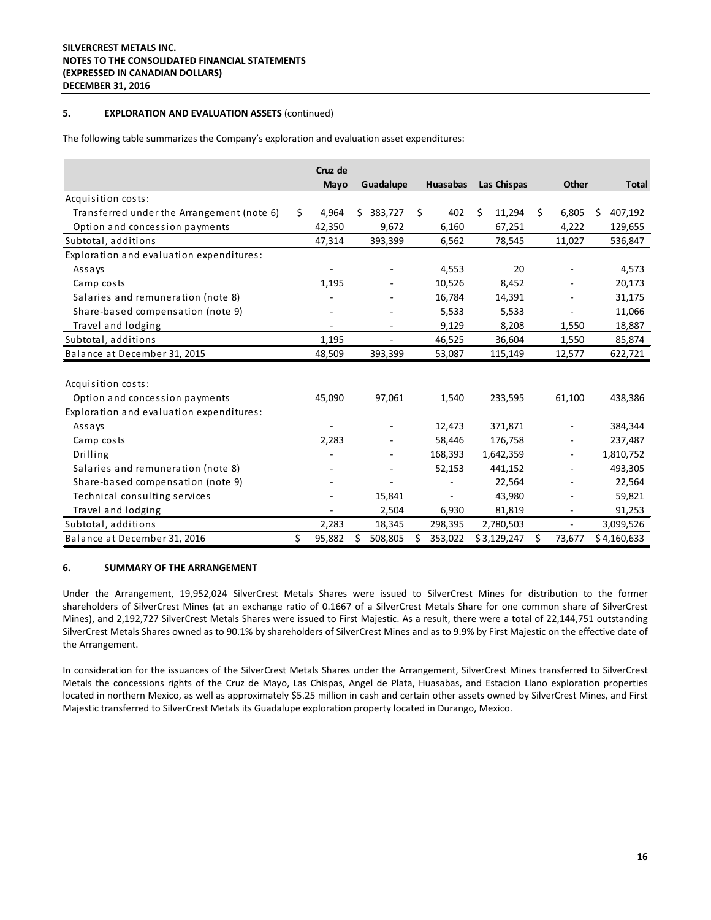**SILVERCREST METALS INC.**
**NOTES TO THE CONSOLIDATED FINANCIAL STATEMENTS**
**(EXPRESSED IN CANADIAN DOLLARS)**
**DECEMBER 31, 2016**

## 5. EXPLORATION AND EVALUATION ASSETS (continued)

The following table summarizes the Company's exploration and evaluation asset expenditures:

| | Cruz de Mayo | Guadalupe | Huasabas | Las Chispas | Other | Total |
|---|---|---|---|---|---|---|
| Acquisition costs: | | | | | | |
| Transferred under the Arrangement (note 6) | $ 4,964 | $ 383,727 | $ 402 | $ 11,294 | $ 6,805 | $ 407,192 |
| Option and concession payments | 42,350 | 9,672 | 6,160 | 67,251 | 4,222 | 129,655 |
| Subtotal, additions | 47,314 | 393,399 | 6,562 | 78,545 | 11,027 | 536,847 |
| Exploration and evaluation expenditures: | | | | | | |
| Assays | - | - | 4,553 | 20 | - | 4,573 |
| Camp costs | 1,195 | - | 10,526 | 8,452 | - | 20,173 |
| Salaries and remuneration (note 8) | - | - | 16,784 | 14,391 | - | 31,175 |
| Share-based compensation (note 9) | - | - | 5,533 | 5,533 | - | 11,066 |
| Travel and lodging | - | - | 9,129 | 8,208 | 1,550 | 18,887 |
| Subtotal, additions | 1,195 | - | 46,525 | 36,604 | 1,550 | 85,874 |
| Balance at December 31, 2015 | 48,509 | 393,399 | 53,087 | 115,149 | 12,577 | 622,721 |
| | | | | | | |
| Acquisition costs: | | | | | | |
| Option and concession payments | 45,090 | 97,061 | 1,540 | 233,595 | 61,100 | 438,386 |
| Exploration and evaluation expenditures: | | | | | | |
| Assays | - | - | 12,473 | 371,871 | - | 384,344 |
| Camp costs | 2,283 | - | 58,446 | 176,758 | - | 237,487 |
| Drilling | - | - | 168,393 | 1,642,359 | - | 1,810,752 |
| Salaries and remuneration (note 8) | - | - | 52,153 | 441,152 | - | 493,305 |
| Share-based compensation (note 9) | - | - | - | 22,564 | - | 22,564 |
| Technical consulting services | - | 15,841 | - | 43,980 | - | 59,821 |
| Travel and lodging | - | 2,504 | 6,930 | 81,819 | - | 91,253 |
| Subtotal, additions | 2,283 | 18,345 | 298,395 | 2,780,503 | - | 3,099,526 |
| Balance at December 31, 2016 | $ 95,882 | $ 508,805 | $ 353,022 | $ 3,129,247 | $ 73,677 | $ 4,160,633 |

## 6. SUMMARY OF THE ARRANGEMENT

Under the Arrangement, 19,952,024 SilverCrest Metals Shares were issued to SilverCrest Mines for distribution to the former shareholders of SilverCrest Mines (at an exchange ratio of 0.1667 of a SilverCrest Metals Share for one common share of SilverCrest Mines), and 2,192,727 SilverCrest Metals Shares were issued to First Majestic. As a result, there were a total of 22,144,751 outstanding SilverCrest Metals Shares owned as to 90.1% by shareholders of SilverCrest Mines and as to 9.9% by First Majestic on the effective date of the Arrangement.

In consideration for the issuances of the SilverCrest Metals Shares under the Arrangement, SilverCrest Mines transferred to SilverCrest Metals the concessions rights of the Cruz de Mayo, Las Chispas, Angel de Plata, Huasabas, and Estacion Llano exploration properties located in northern Mexico, as well as approximately $5.25 million in cash and certain other assets owned by SilverCrest Mines, and First Majestic transferred to SilverCrest Metals its Guadalupe exploration property located in Durango, Mexico.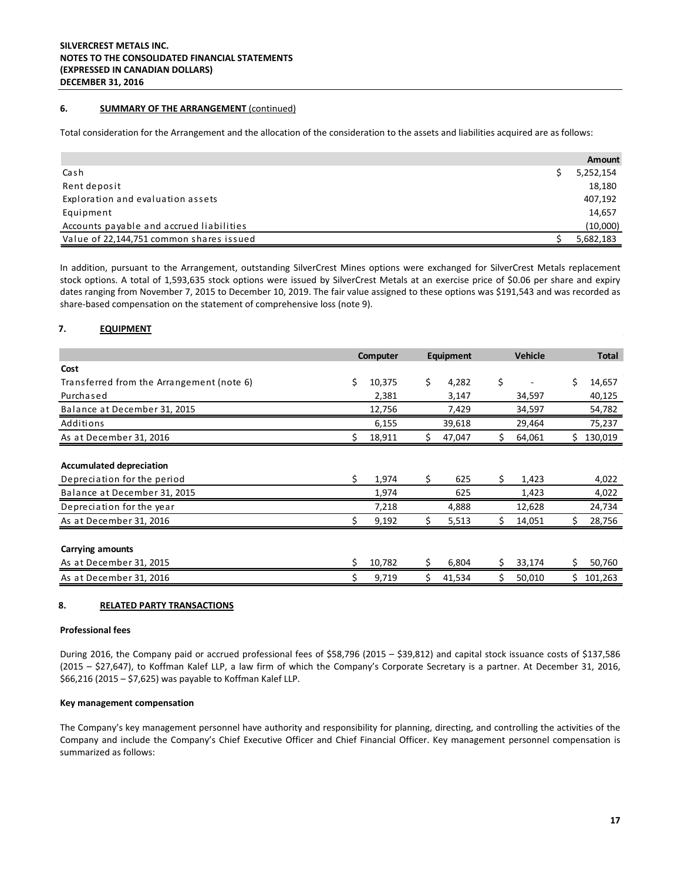## 6. SUMMARY OF THE ARRANGEMENT (continued)

Total consideration for the Arrangement and the allocation of the consideration to the assets and liabilities acquired are as follows:

| | Amount |
|---|---|
| Cash | $ 5,252,154 |
| Rent deposit | 18,180 |
| Exploration and evaluation assets | 407,192 |
| Equipment | 14,657 |
| Accounts payable and accrued liabilities | (10,000) |
| Value of 22,144,751 common shares issued | $ 5,682,183 |

In addition, pursuant to the Arrangement, outstanding SilverCrest Mines options were exchanged for SilverCrest Metals replacement stock options. A total of 1,593,635 stock options were issued by SilverCrest Metals at an exercise price of $0.06 per share and expiry dates ranging from November 7, 2015 to December 10, 2019. The fair value assigned to these options was $191,543 and was recorded as share-based compensation on the statement of comprehensive loss (note 9).

## 7. EQUIPMENT

| | Computer | Equipment | Vehicle | Total |
|---|---|---|---|---|
| **Cost** | | | | |
| Transferred from the Arrangement (note 6) | $ 10,375 | $ 4,282 | $ - | $ 14,657 |
| Purchased | 2,381 | 3,147 | 34,597 | 40,125 |
| Balance at December 31, 2015 | 12,756 | 7,429 | 34,597 | 54,782 |
| Additions | 6,155 | 39,618 | 29,464 | 75,237 |
| As at December 31, 2016 | $ 18,911 | $ 47,047 | $ 64,061 | $ 130,019 |
| | | | | |
| **Accumulated depreciation** | | | | |
| Depreciation for the period | $ 1,974 | $ 625 | $ 1,423 | 4,022 |
| Balance at December 31, 2015 | 1,974 | 625 | 1,423 | 4,022 |
| Depreciation for the year | 7,218 | 4,888 | 12,628 | 24,734 |
| As at December 31, 2016 | $ 9,192 | $ 5,513 | $ 14,051 | $ 28,756 |
| | | | | |
| **Carrying amounts** | | | | |
| As at December 31, 2015 | $ 10,782 | $ 6,804 | $ 33,174 | $ 50,760 |
| As at December 31, 2016 | $ 9,719 | $ 41,534 | $ 50,010 | $ 101,263 |

## 8. RELATED PARTY TRANSACTIONS

**Professional fees**

During 2016, the Company paid or accrued professional fees of $58,796 (2015 – $39,812) and capital stock issuance costs of $137,586 (2015 – $27,647), to Koffman Kalef LLP, a law firm of which the Company's Corporate Secretary is a partner. At December 31, 2016, $66,216 (2015 – $7,625) was payable to Koffman Kalef LLP.

**Key management compensation**

The Company's key management personnel have authority and responsibility for planning, directing, and controlling the activities of the Company and include the Company's Chief Executive Officer and Chief Financial Officer. Key management personnel compensation is summarized as follows: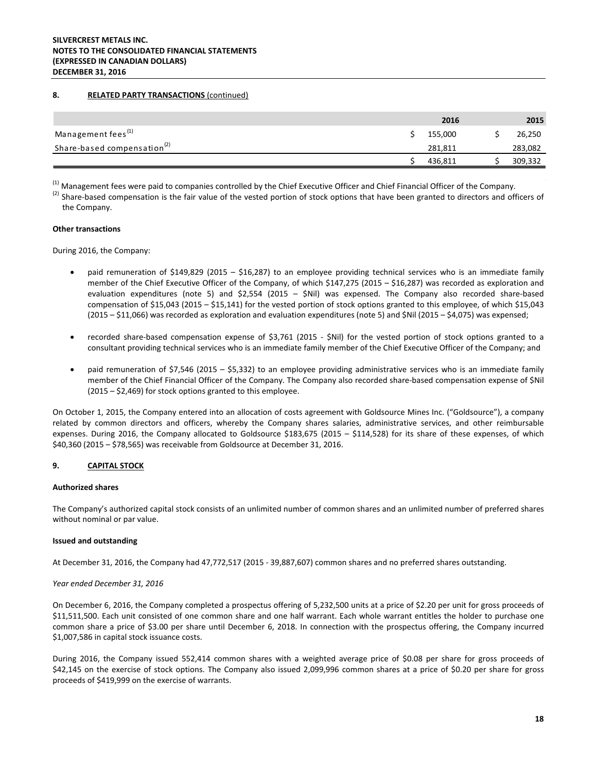## 8. RELATED PARTY TRANSACTIONS (continued)

| | 2016 | 2015 |
|---|---|---|
| Management fees[(1)] | $ 155,000 | $ 26,250 |
| Share-based compensation[(2)] | 281,811 | 283,082 |
| | $ 436,811 | $ 309,332 |

[(1)] Management fees were paid to companies controlled by the Chief Executive Officer and Chief Financial Officer of the Company.
[(2)] Share-based compensation is the fair value of the vested portion of stock options that have been granted to directors and officers of the Company.

**Other transactions**

During 2016, the Company:

- paid remuneration of $149,829 (2015 – $16,287) to an employee providing technical services who is an immediate family member of the Chief Executive Officer of the Company, of which $147,275 (2015 – $16,287) was recorded as exploration and evaluation expenditures (note 5) and $2,554 (2015 – $Nil) was expensed. The Company also recorded share-based compensation of $15,043 (2015 – $15,141) for the vested portion of stock options granted to this employee, of which $15,043 (2015 – $11,066) was recorded as exploration and evaluation expenditures (note 5) and $Nil (2015 – $4,075) was expensed;

- recorded share-based compensation expense of $3,761 (2015 - $Nil) for the vested portion of stock options granted to a consultant providing technical services who is an immediate family member of the Chief Executive Officer of the Company; and

- paid remuneration of $7,546 (2015 – $5,332) to an employee providing administrative services who is an immediate family member of the Chief Financial Officer of the Company. The Company also recorded share-based compensation expense of $Nil (2015 – $2,469) for stock options granted to this employee.

On October 1, 2015, the Company entered into an allocation of costs agreement with Goldsource Mines Inc. ("Goldsource"), a company related by common directors and officers, whereby the Company shares salaries, administrative services, and other reimbursable expenses. During 2016, the Company allocated to Goldsource $183,675 (2015 – $114,528) for its share of these expenses, of which $40,360 (2015 – $78,565) was receivable from Goldsource at December 31, 2016.

## 9. CAPITAL STOCK

**Authorized shares**

The Company's authorized capital stock consists of an unlimited number of common shares and an unlimited number of preferred shares without nominal or par value.

**Issued and outstanding**

At December 31, 2016, the Company had 47,772,517 (2015 - 39,887,607) common shares and no preferred shares outstanding.

*Year ended December 31, 2016*

On December 6, 2016, the Company completed a prospectus offering of 5,232,500 units at a price of $2.20 per unit for gross proceeds of $11,511,500. Each unit consisted of one common share and one half warrant. Each whole warrant entitles the holder to purchase one common share a price of $3.00 per share until December 6, 2018. In connection with the prospectus offering, the Company incurred $1,007,586 in capital stock issuance costs.

During 2016, the Company issued 552,414 common shares with a weighted average price of $0.08 per share for gross proceeds of $42,145 on the exercise of stock options. The Company also issued 2,099,996 common shares at a price of $0.20 per share for gross proceeds of $419,999 on the exercise of warrants.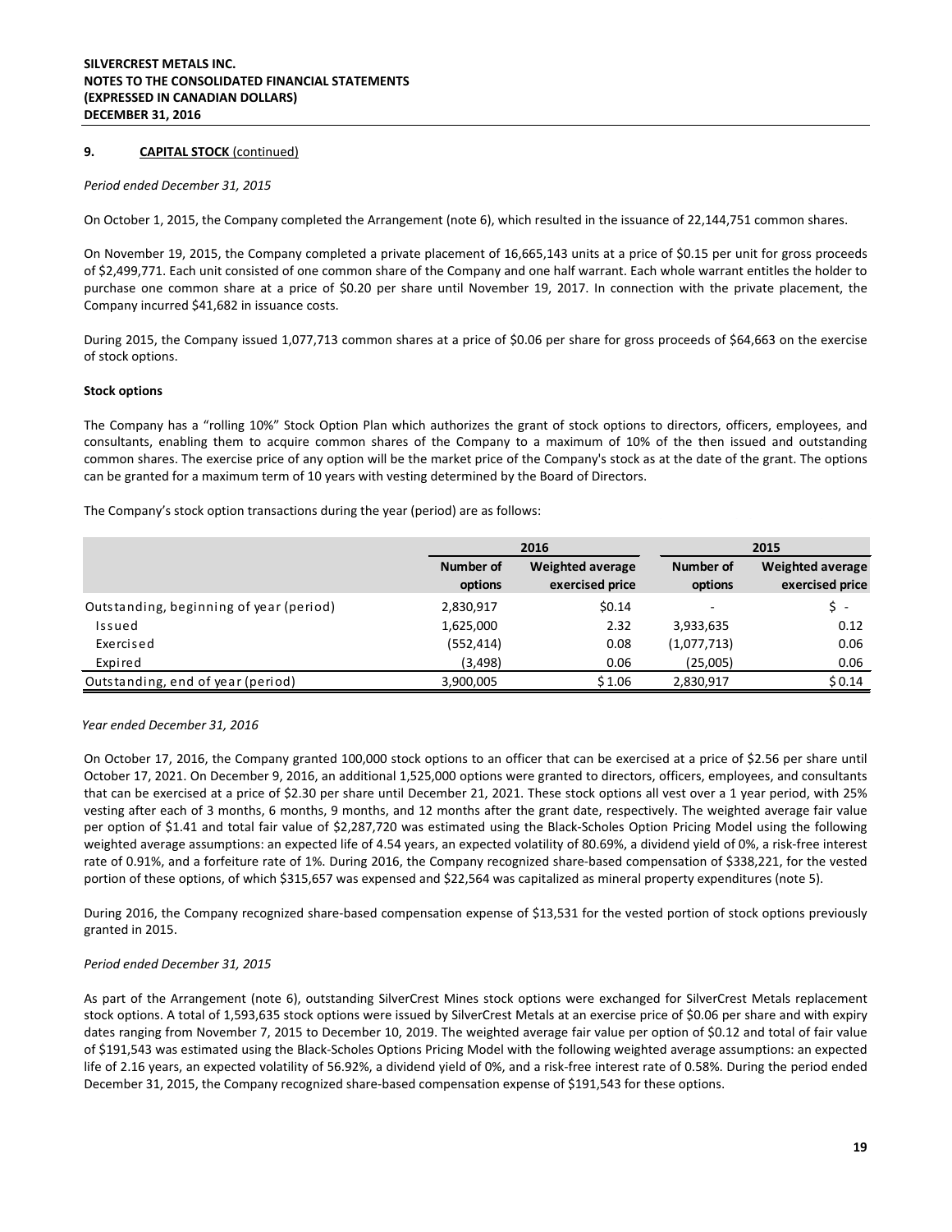## 9. CAPITAL STOCK (continued)

*Period ended December 31, 2015*

On October 1, 2015, the Company completed the Arrangement (note 6), which resulted in the issuance of 22,144,751 common shares.

On November 19, 2015, the Company completed a private placement of 16,665,143 units at a price of $0.15 per unit for gross proceeds of $2,499,771. Each unit consisted of one common share of the Company and one half warrant. Each whole warrant entitles the holder to purchase one common share at a price of $0.20 per share until November 19, 2017. In connection with the private placement, the Company incurred $41,682 in issuance costs.

During 2015, the Company issued 1,077,713 common shares at a price of $0.06 per share for gross proceeds of $64,663 on the exercise of stock options.

### Stock options

The Company has a "rolling 10%" Stock Option Plan which authorizes the grant of stock options to directors, officers, employees, and consultants, enabling them to acquire common shares of the Company to a maximum of 10% of the then issued and outstanding common shares. The exercise price of any option will be the market price of the Company's stock as at the date of the grant. The options can be granted for a maximum term of 10 years with vesting determined by the Board of Directors.

The Company's stock option transactions during the year (period) are as follows:

| | 2016 | | 2015 | |
|---|---|---|---|---|
| | Number of options | Weighted average exercised price | Number of options | Weighted average exercised price |
| Outstanding, beginning of year (period) | 2,830,917 | $0.14 | - | $ - |
| Issued | 1,625,000 | 2.32 | 3,933,635 | 0.12 |
| Exercised | (552,414) | 0.08 | (1,077,713) | 0.06 |
| Expired | (3,498) | 0.06 | (25,005) | 0.06 |
| Outstanding, end of year (period) | 3,900,005 | $ 1.06 | 2,830,917 | $ 0.14 |

*Year ended December 31, 2016*

On October 17, 2016, the Company granted 100,000 stock options to an officer that can be exercised at a price of $2.56 per share until October 17, 2021. On December 9, 2016, an additional 1,525,000 options were granted to directors, officers, employees, and consultants that can be exercised at a price of $2.30 per share until December 21, 2021. These stock options all vest over a 1 year period, with 25% vesting after each of 3 months, 6 months, 9 months, and 12 months after the grant date, respectively. The weighted average fair value per option of $1.41 and total fair value of $2,287,720 was estimated using the Black-Scholes Option Pricing Model using the following weighted average assumptions: an expected life of 4.54 years, an expected volatility of 80.69%, a dividend yield of 0%, a risk-free interest rate of 0.91%, and a forfeiture rate of 1%. During 2016, the Company recognized share-based compensation of $338,221, for the vested portion of these options, of which $315,657 was expensed and $22,564 was capitalized as mineral property expenditures (note 5).

During 2016, the Company recognized share-based compensation expense of $13,531 for the vested portion of stock options previously granted in 2015.

*Period ended December 31, 2015*

As part of the Arrangement (note 6), outstanding SilverCrest Mines stock options were exchanged for SilverCrest Metals replacement stock options. A total of 1,593,635 stock options were issued by SilverCrest Metals at an exercise price of $0.06 per share and with expiry dates ranging from November 7, 2015 to December 10, 2019. The weighted average fair value per option of $0.12 and total of fair value of $191,543 was estimated using the Black-Scholes Options Pricing Model with the following weighted average assumptions: an expected life of 2.16 years, an expected volatility of 56.92%, a dividend yield of 0%, and a risk-free interest rate of 0.58%. During the period ended December 31, 2015, the Company recognized share-based compensation expense of $191,543 for these options.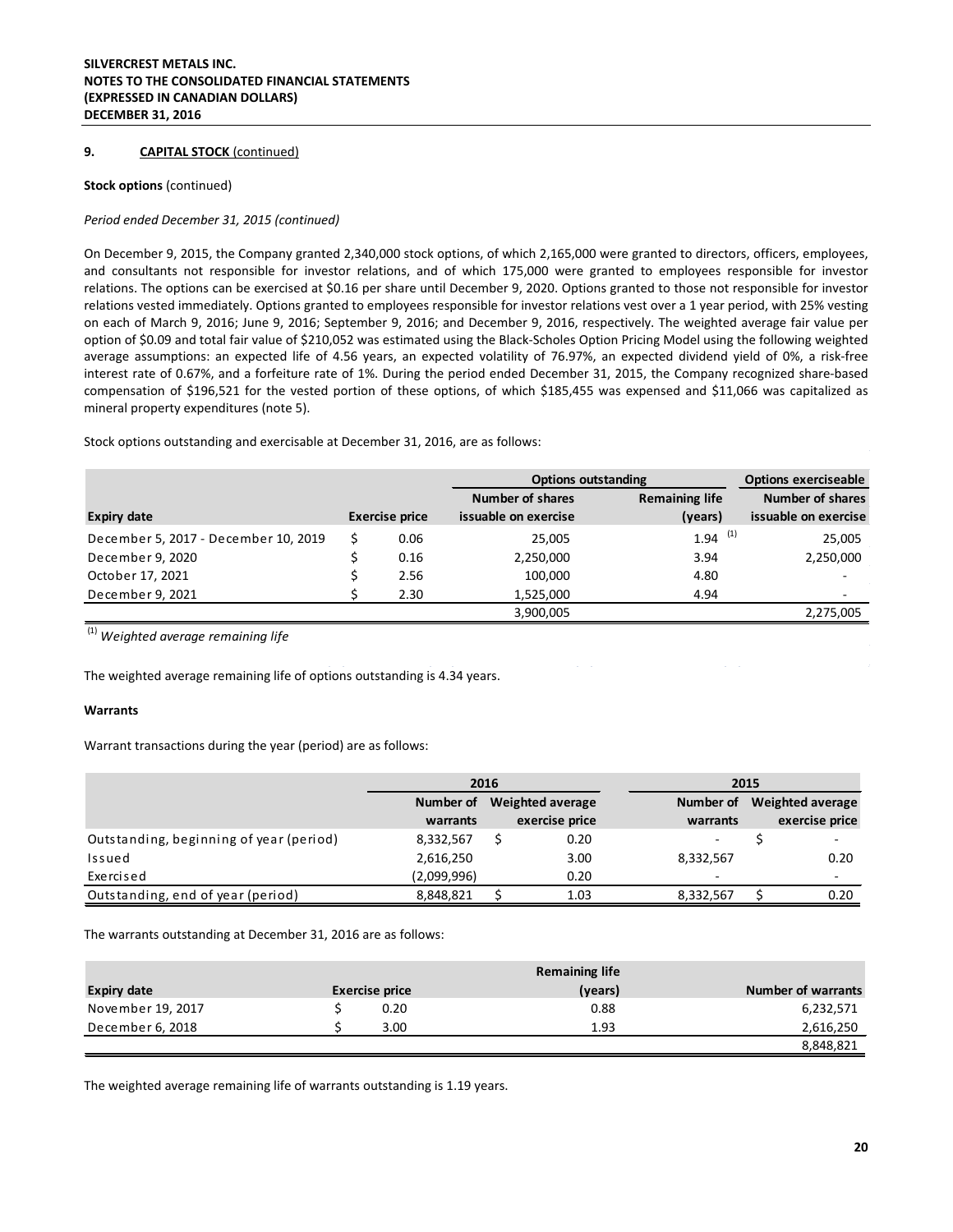SILVERCREST METALS INC.
NOTES TO THE CONSOLIDATED FINANCIAL STATEMENTS
(EXPRESSED IN CANADIAN DOLLARS)
DECEMBER 31, 2016

### 9. CAPITAL STOCK (continued)

**Stock options** (continued)

*Period ended December 31, 2015 (continued)*

On December 9, 2015, the Company granted 2,340,000 stock options, of which 2,165,000 were granted to directors, officers, employees, and consultants not responsible for investor relations, and of which 175,000 were granted to employees responsible for investor relations. The options can be exercised at $0.16 per share until December 9, 2020. Options granted to those not responsible for investor relations vested immediately. Options granted to employees responsible for investor relations vest over a 1 year period, with 25% vesting on each of March 9, 2016; June 9, 2016; September 9, 2016; and December 9, 2016, respectively. The weighted average fair value per option of $0.09 and total fair value of $210,052 was estimated using the Black-Scholes Option Pricing Model using the following weighted average assumptions: an expected life of 4.56 years, an expected volatility of 76.97%, an expected dividend yield of 0%, a risk-free interest rate of 0.67%, and a forfeiture rate of 1%. During the period ended December 31, 2015, the Company recognized share-based compensation of $196,521 for the vested portion of these options, of which $185,455 was expensed and $11,066 was capitalized as mineral property expenditures (note 5).

Stock options outstanding and exercisable at December 31, 2016, are as follows:

| | | Options outstanding | | Options exerciseable |
|---|---|---|---|---|
| Expiry date | Exercise price | Number of shares issuable on exercise | Remaining life (years) | Number of shares issuable on exercise |
| December 5, 2017 - December 10, 2019 | $ 0.06 | 25,005 | 1.94 [(1)] | 25,005 |
| December 9, 2020 | $ 0.16 | 2,250,000 | 3.94 | 2,250,000 |
| October 17, 2021 | $ 2.56 | 100,000 | 4.80 | - |
| December 9, 2021 | $ 2.30 | 1,525,000 | 4.94 | - |
| | | 3,900,005 | | 2,275,005 |

[(1)] *Weighted average remaining life*

The weighted average remaining life of options outstanding is 4.34 years.

**Warrants**

Warrant transactions during the year (period) are as follows:

| | 2016 | | 2015 | |
|---|---|---|---|---|
| | Number of warrants | Weighted average exercise price | Number of warrants | Weighted average exercise price |
| Outstanding, beginning of year (period) | 8,332,567 | $ 0.20 | - | $ - |
| Issued | 2,616,250 | 3.00 | 8,332,567 | 0.20 |
| Exercised | (2,099,996) | 0.20 | - | - |
| Outstanding, end of year (period) | 8,848,821 | $ 1.03 | 8,332,567 | $ 0.20 |

The warrants outstanding at December 31, 2016 are as follows:

| Expiry date | Exercise price | Remaining life (years) | Number of warrants |
|---|---|---|---|
| November 19, 2017 | $ 0.20 | 0.88 | 6,232,571 |
| December 6, 2018 | $ 3.00 | 1.93 | 2,616,250 |
| | | | 8,848,821 |

The weighted average remaining life of warrants outstanding is 1.19 years.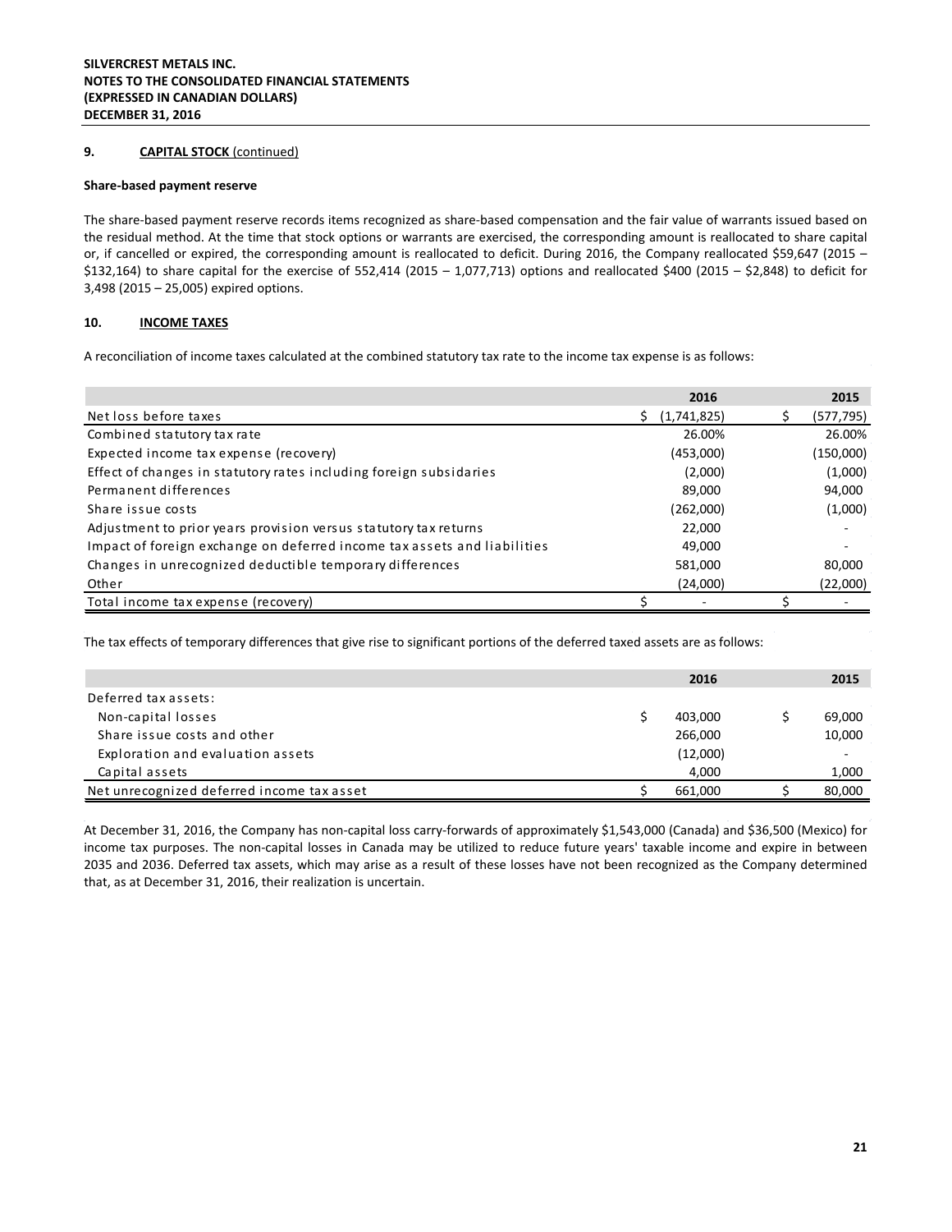## 9. CAPITAL STOCK (continued)

### Share-based payment reserve

The share-based payment reserve records items recognized as share-based compensation and the fair value of warrants issued based on the residual method. At the time that stock options or warrants are exercised, the corresponding amount is reallocated to share capital or, if cancelled or expired, the corresponding amount is reallocated to deficit. During 2016, the Company reallocated $59,647 (2015 – $132,164) to share capital for the exercise of 552,414 (2015 – 1,077,713) options and reallocated $400 (2015 – $2,848) to deficit for 3,498 (2015 – 25,005) expired options.

## 10. INCOME TAXES

A reconciliation of income taxes calculated at the combined statutory tax rate to the income tax expense is as follows:

| | 2016 | 2015 |
|---|---|---|
| Net loss before taxes | $ (1,741,825) | $ (577,795) |
| Combined statutory tax rate | 26.00% | 26.00% |
| Expected income tax expense (recovery) | (453,000) | (150,000) |
| Effect of changes in statutory rates including foreign subsidaries | (2,000) | (1,000) |
| Permanent differences | 89,000 | 94,000 |
| Share issue costs | (262,000) | (1,000) |
| Adjustment to prior years provision versus statutory tax returns | 22,000 | - |
| Impact of foreign exchange on deferred income tax assets and liabilities | 49,000 | - |
| Changes in unrecognized deductible temporary differences | 581,000 | 80,000 |
| Other | (24,000) | (22,000) |
| Total income tax expense (recovery) | $ - | $ - |

The tax effects of temporary differences that give rise to significant portions of the deferred taxed assets are as follows:

| | 2016 | 2015 |
|---|---|---|
| Deferred tax assets: | | |
| Non-capital losses | $ 403,000 | $ 69,000 |
| Share issue costs and other | 266,000 | 10,000 |
| Exploration and evaluation assets | (12,000) | - |
| Capital assets | 4,000 | 1,000 |
| Net unrecognized deferred income tax asset | $ 661,000 | $ 80,000 |

At December 31, 2016, the Company has non-capital loss carry-forwards of approximately $1,543,000 (Canada) and $36,500 (Mexico) for income tax purposes. The non-capital losses in Canada may be utilized to reduce future years' taxable income and expire in between 2035 and 2036. Deferred tax assets, which may arise as a result of these losses have not been recognized as the Company determined that, as at December 31, 2016, their realization is uncertain.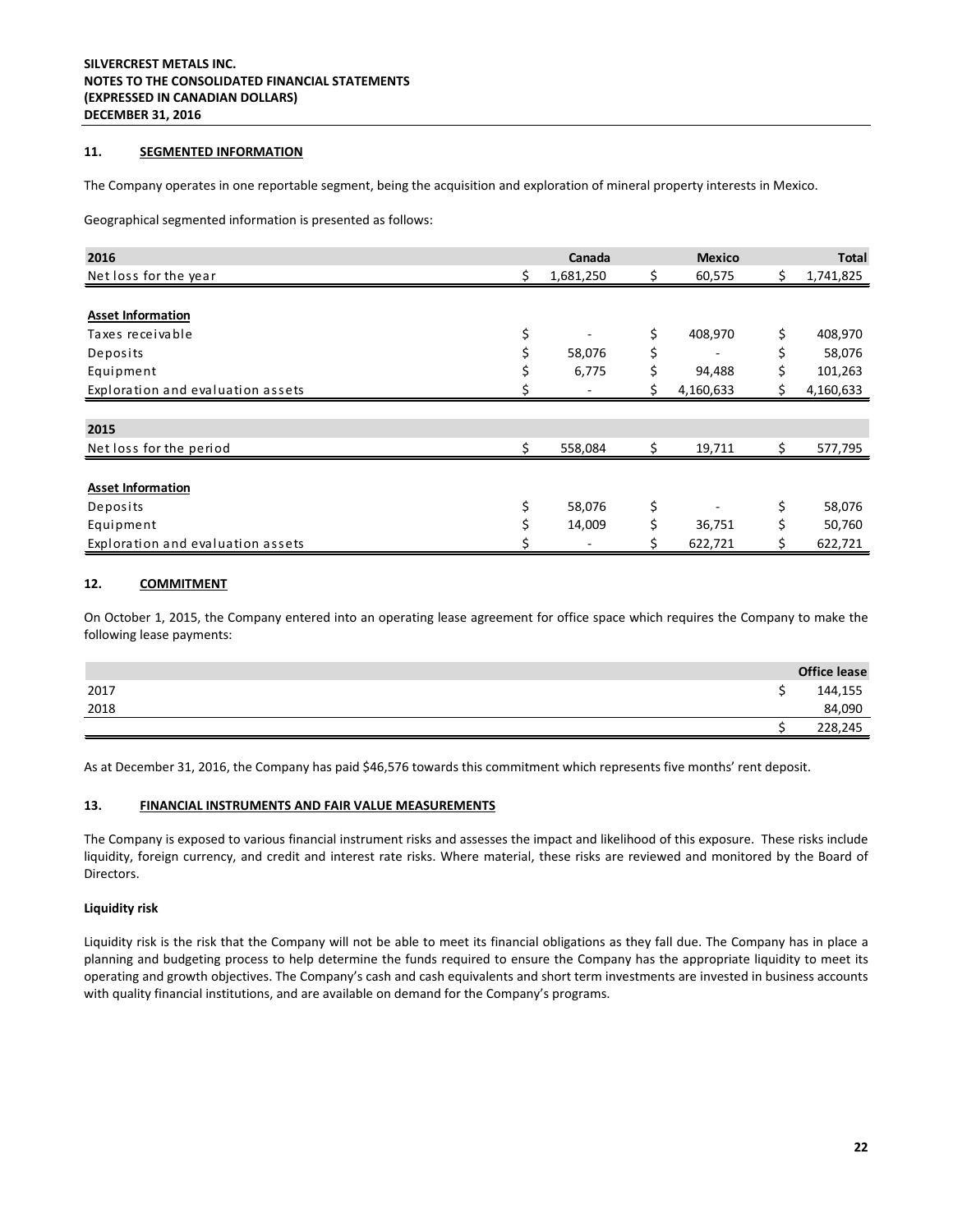## 11. SEGMENTED INFORMATION

The Company operates in one reportable segment, being the acquisition and exploration of mineral property interests in Mexico.

Geographical segmented information is presented as follows:

| 2016 | Canada | Mexico | Total |
|---|---|---|---|
| Net loss for the year | $ 1,681,250 | $ 60,575 | $ 1,741,825 |
| | | | |
| **Asset Information** | | | |
| Taxes receivable | $ - | $ 408,970 | $ 408,970 |
| Deposits | $ 58,076 | $ - | $ 58,076 |
| Equipment | $ 6,775 | $ 94,488 | $ 101,263 |
| Exploration and evaluation assets | $ - | $ 4,160,633 | $ 4,160,633 |
| | | | |
| **2015** | | | |
| Net loss for the period | $ 558,084 | $ 19,711 | $ 577,795 |
| | | | |
| **Asset Information** | | | |
| Deposits | $ 58,076 | $ - | $ 58,076 |
| Equipment | $ 14,009 | $ 36,751 | $ 50,760 |
| Exploration and evaluation assets | $ - | $ 622,721 | $ 622,721 |

## 12. COMMITMENT

On October 1, 2015, the Company entered into an operating lease agreement for office space which requires the Company to make the following lease payments:

| | Office lease |
|---|---|
| 2017 | $ 144,155 |
| 2018 | 84,090 |
| | $ 228,245 |

As at December 31, 2016, the Company has paid $46,576 towards this commitment which represents five months' rent deposit.

## 13. FINANCIAL INSTRUMENTS AND FAIR VALUE MEASUREMENTS

The Company is exposed to various financial instrument risks and assesses the impact and likelihood of this exposure. These risks include liquidity, foreign currency, and credit and interest rate risks. Where material, these risks are reviewed and monitored by the Board of Directors.

**Liquidity risk**

Liquidity risk is the risk that the Company will not be able to meet its financial obligations as they fall due. The Company has in place a planning and budgeting process to help determine the funds required to ensure the Company has the appropriate liquidity to meet its operating and growth objectives. The Company's cash and cash equivalents and short term investments are invested in business accounts with quality financial institutions, and are available on demand for the Company's programs.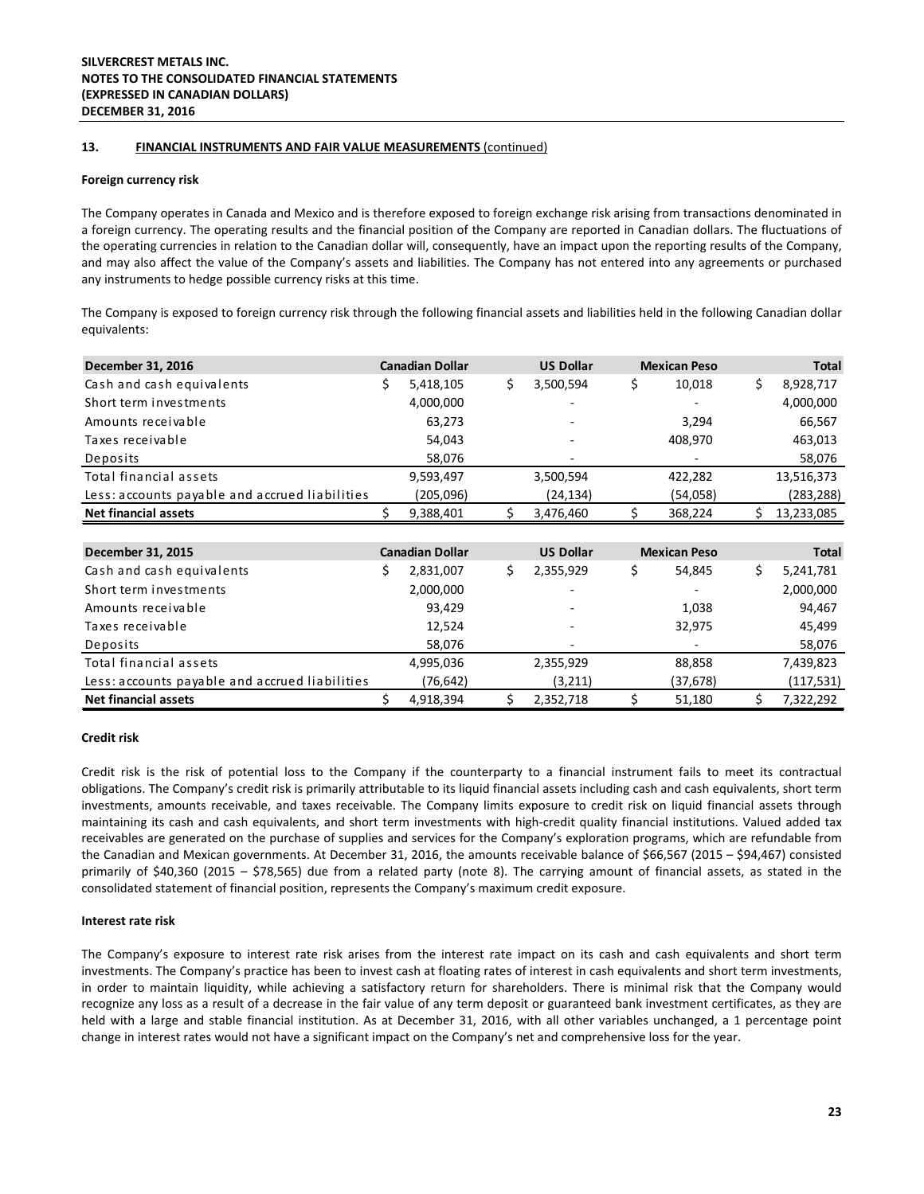## 13. FINANCIAL INSTRUMENTS AND FAIR VALUE MEASUREMENTS (continued)

### Foreign currency risk

The Company operates in Canada and Mexico and is therefore exposed to foreign exchange risk arising from transactions denominated in a foreign currency. The operating results and the financial position of the Company are reported in Canadian dollars. The fluctuations of the operating currencies in relation to the Canadian dollar will, consequently, have an impact upon the reporting results of the Company, and may also affect the value of the Company's assets and liabilities. The Company has not entered into any agreements or purchased any instruments to hedge possible currency risks at this time.

The Company is exposed to foreign currency risk through the following financial assets and liabilities held in the following Canadian dollar equivalents:

| December 31, 2016 | Canadian Dollar | US Dollar | Mexican Peso | Total |
|---|---|---|---|---|
| Cash and cash equivalents | $ 5,418,105 | $ 3,500,594 | $ 10,018 | $ 8,928,717 |
| Short term investments | 4,000,000 | - | - | 4,000,000 |
| Amounts receivable | 63,273 | - | 3,294 | 66,567 |
| Taxes receivable | 54,043 | - | 408,970 | 463,013 |
| Deposits | 58,076 | - | - | 58,076 |
| Total financial assets | 9,593,497 | 3,500,594 | 422,282 | 13,516,373 |
| Less: accounts payable and accrued liabilities | (205,096) | (24,134) | (54,058) | (283,288) |
| **Net financial assets** | $ 9,388,401 | $ 3,476,460 | $ 368,224 | $ 13,233,085 |

| December 31, 2015 | Canadian Dollar | US Dollar | Mexican Peso | Total |
|---|---|---|---|---|
| Cash and cash equivalents | $ 2,831,007 | $ 2,355,929 | $ 54,845 | $ 5,241,781 |
| Short term investments | 2,000,000 | - | - | 2,000,000 |
| Amounts receivable | 93,429 | - | 1,038 | 94,467 |
| Taxes receivable | 12,524 | - | 32,975 | 45,499 |
| Deposits | 58,076 | - | - | 58,076 |
| Total financial assets | 4,995,036 | 2,355,929 | 88,858 | 7,439,823 |
| Less: accounts payable and accrued liabilities | (76,642) | (3,211) | (37,678) | (117,531) |
| **Net financial assets** | $ 4,918,394 | $ 2,352,718 | $ 51,180 | $ 7,322,292 |

### Credit risk

Credit risk is the risk of potential loss to the Company if the counterparty to a financial instrument fails to meet its contractual obligations. The Company's credit risk is primarily attributable to its liquid financial assets including cash and cash equivalents, short term investments, amounts receivable, and taxes receivable. The Company limits exposure to credit risk on liquid financial assets through maintaining its cash and cash equivalents, and short term investments with high-credit quality financial institutions. Valued added tax receivables are generated on the purchase of supplies and services for the Company's exploration programs, which are refundable from the Canadian and Mexican governments. At December 31, 2016, the amounts receivable balance of $66,567 (2015 – $94,467) consisted primarily of $40,360 (2015 – $78,565) due from a related party (note 8). The carrying amount of financial assets, as stated in the consolidated statement of financial position, represents the Company's maximum credit exposure.

### Interest rate risk

The Company's exposure to interest rate risk arises from the interest rate impact on its cash and cash equivalents and short term investments. The Company's practice has been to invest cash at floating rates of interest in cash equivalents and short term investments, in order to maintain liquidity, while achieving a satisfactory return for shareholders. There is minimal risk that the Company would recognize any loss as a result of a decrease in the fair value of any term deposit or guaranteed bank investment certificates, as they are held with a large and stable financial institution. As at December 31, 2016, with all other variables unchanged, a 1 percentage point change in interest rates would not have a significant impact on the Company's net and comprehensive loss for the year.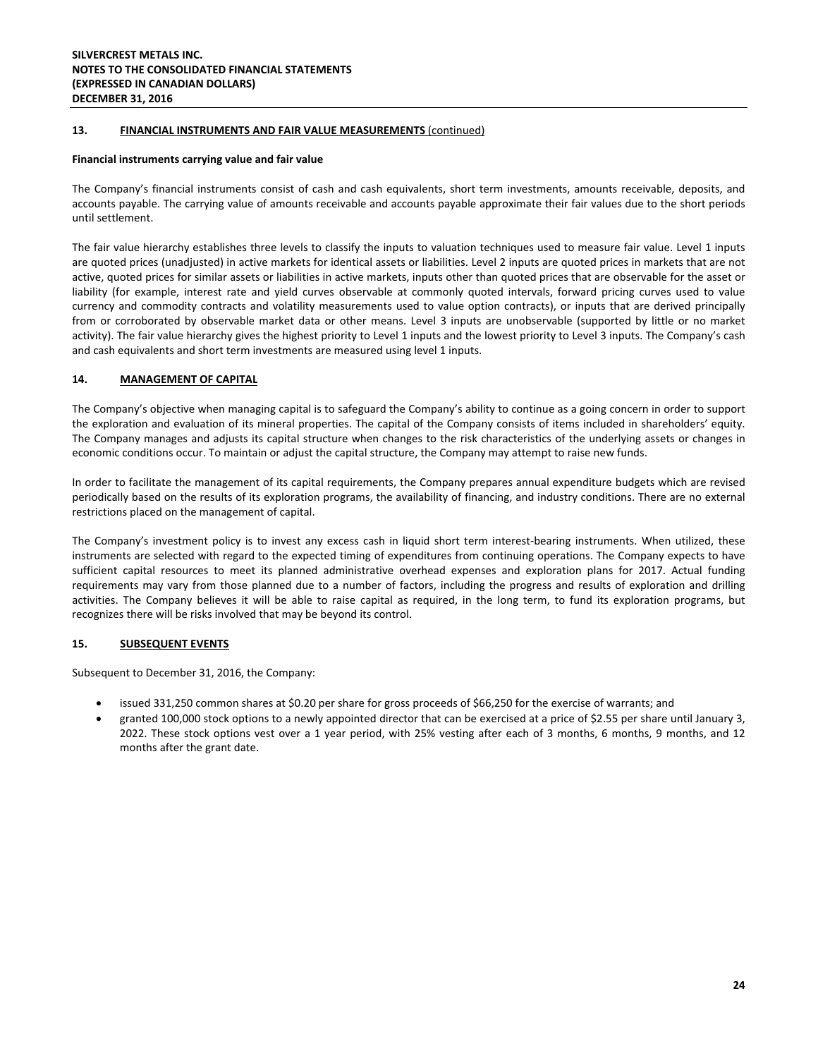## 13. FINANCIAL INSTRUMENTS AND FAIR VALUE MEASUREMENTS (continued)

**Financial instruments carrying value and fair value**

The Company's financial instruments consist of cash and cash equivalents, short term investments, amounts receivable, deposits, and accounts payable. The carrying value of amounts receivable and accounts payable approximate their fair values due to the short periods until settlement.

The fair value hierarchy establishes three levels to classify the inputs to valuation techniques used to measure fair value. Level 1 inputs are quoted prices (unadjusted) in active markets for identical assets or liabilities. Level 2 inputs are quoted prices in markets that are not active, quoted prices for similar assets or liabilities in active markets, inputs other than quoted prices that are observable for the asset or liability (for example, interest rate and yield curves observable at commonly quoted intervals, forward pricing curves used to value currency and commodity contracts and volatility measurements used to value option contracts), or inputs that are derived principally from or corroborated by observable market data or other means. Level 3 inputs are unobservable (supported by little or no market activity). The fair value hierarchy gives the highest priority to Level 1 inputs and the lowest priority to Level 3 inputs. The Company's cash and cash equivalents and short term investments are measured using level 1 inputs.

## 14. MANAGEMENT OF CAPITAL

The Company's objective when managing capital is to safeguard the Company's ability to continue as a going concern in order to support the exploration and evaluation of its mineral properties. The capital of the Company consists of items included in shareholders' equity. The Company manages and adjusts its capital structure when changes to the risk characteristics of the underlying assets or changes in economic conditions occur. To maintain or adjust the capital structure, the Company may attempt to raise new funds.

In order to facilitate the management of its capital requirements, the Company prepares annual expenditure budgets which are revised periodically based on the results of its exploration programs, the availability of financing, and industry conditions. There are no external restrictions placed on the management of capital.

The Company's investment policy is to invest any excess cash in liquid short term interest-bearing instruments. When utilized, these instruments are selected with regard to the expected timing of expenditures from continuing operations. The Company expects to have sufficient capital resources to meet its planned administrative overhead expenses and exploration plans for 2017. Actual funding requirements may vary from those planned due to a number of factors, including the progress and results of exploration and drilling activities. The Company believes it will be able to raise capital as required, in the long term, to fund its exploration programs, but recognizes there will be risks involved that may be beyond its control.

## 15. SUBSEQUENT EVENTS

Subsequent to December 31, 2016, the Company:

- issued 331,250 common shares at $0.20 per share for gross proceeds of $66,250 for the exercise of warrants; and
- granted 100,000 stock options to a newly appointed director that can be exercised at a price of $2.55 per share until January 3, 2022. These stock options vest over a 1 year period, with 25% vesting after each of 3 months, 6 months, 9 months, and 12 months after the grant date.